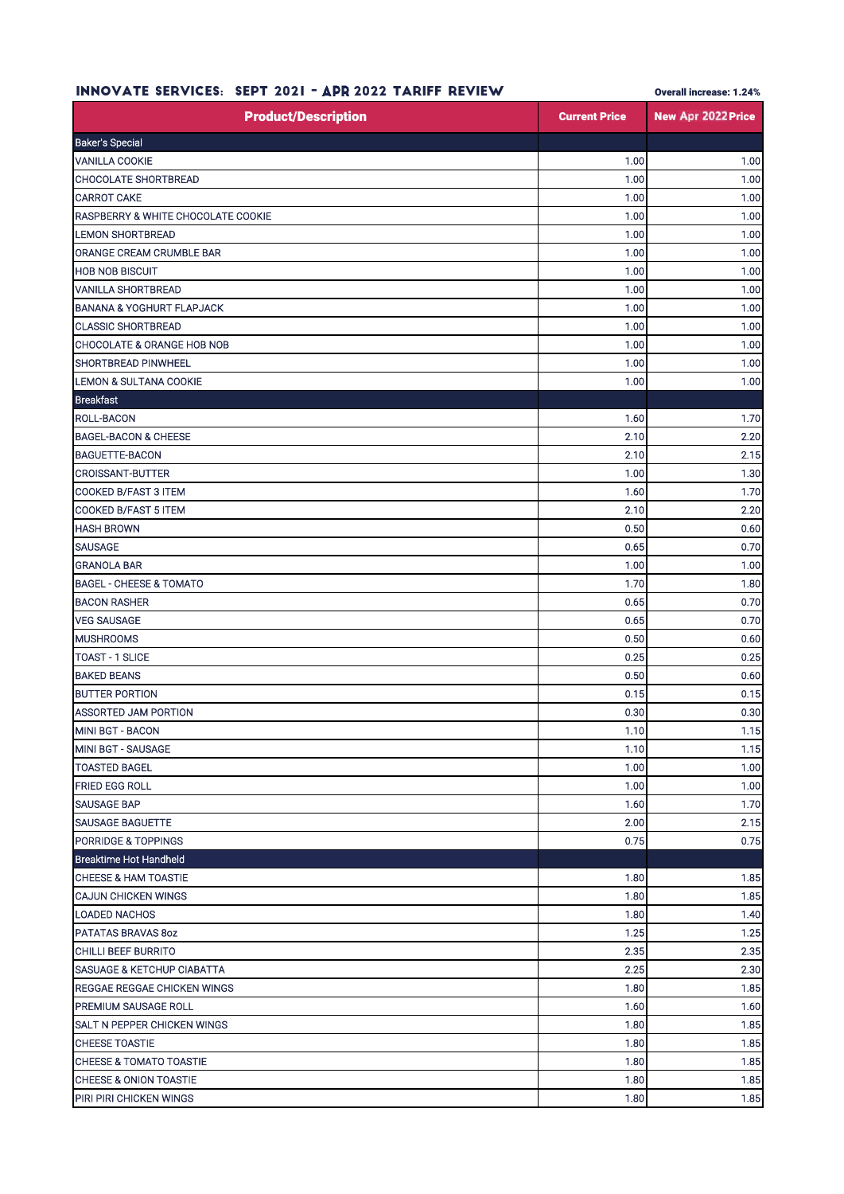# INNOVATE SERVICES: SEPT 2021 - APR 2022 TARIFF REVIEW

**Overall increase: 1.24%**

| Product/Description | Current Price | New Apr 2022 Price |
|---|---|---|
| Baker's Special | | |
| VANILLA COOKIE | 1.00 | 1.00 |
| CHOCOLATE SHORTBREAD | 1.00 | 1.00 |
| CARROT CAKE | 1.00 | 1.00 |
| RASPBERRY & WHITE CHOCOLATE COOKIE | 1.00 | 1.00 |
| LEMON SHORTBREAD | 1.00 | 1.00 |
| ORANGE CREAM CRUMBLE BAR | 1.00 | 1.00 |
| HOB NOB BISCUIT | 1.00 | 1.00 |
| VANILLA SHORTBREAD | 1.00 | 1.00 |
| BANANA & YOGHURT FLAPJACK | 1.00 | 1.00 |
| CLASSIC SHORTBREAD | 1.00 | 1.00 |
| CHOCOLATE & ORANGE HOB NOB | 1.00 | 1.00 |
| SHORTBREAD PINWHEEL | 1.00 | 1.00 |
| LEMON & SULTANA COOKIE | 1.00 | 1.00 |
| Breakfast | | |
| ROLL-BACON | 1.60 | 1.70 |
| BAGEL-BACON & CHEESE | 2.10 | 2.20 |
| BAGUETTE-BACON | 2.10 | 2.15 |
| CROISSANT-BUTTER | 1.00 | 1.30 |
| COOKED B/FAST 3 ITEM | 1.60 | 1.70 |
| COOKED B/FAST 5 ITEM | 2.10 | 2.20 |
| HASH BROWN | 0.50 | 0.60 |
| SAUSAGE | 0.65 | 0.70 |
| GRANOLA BAR | 1.00 | 1.00 |
| BAGEL - CHEESE & TOMATO | 1.70 | 1.80 |
| BACON RASHER | 0.65 | 0.70 |
| VEG SAUSAGE | 0.65 | 0.70 |
| MUSHROOMS | 0.50 | 0.60 |
| TOAST - 1 SLICE | 0.25 | 0.25 |
| BAKED BEANS | 0.50 | 0.60 |
| BUTTER PORTION | 0.15 | 0.15 |
| ASSORTED JAM PORTION | 0.30 | 0.30 |
| MINI BGT - BACON | 1.10 | 1.15 |
| MINI BGT - SAUSAGE | 1.10 | 1.15 |
| TOASTED BAGEL | 1.00 | 1.00 |
| FRIED EGG ROLL | 1.00 | 1.00 |
| SAUSAGE BAP | 1.60 | 1.70 |
| SAUSAGE BAGUETTE | 2.00 | 2.15 |
| PORRIDGE & TOPPINGS | 0.75 | 0.75 |
| Breaktime Hot Handheld | | |
| CHEESE & HAM TOASTIE | 1.80 | 1.85 |
| CAJUN CHICKEN WINGS | 1.80 | 1.85 |
| LOADED NACHOS | 1.80 | 1.40 |
| PATATAS BRAVAS 8oz | 1.25 | 1.25 |
| CHILLI BEEF BURRITO | 2.35 | 2.35 |
| SASUAGE & KETCHUP CIABATTA | 2.25 | 2.30 |
| REGGAE REGGAE CHICKEN WINGS | 1.80 | 1.85 |
| PREMIUM SAUSAGE ROLL | 1.60 | 1.60 |
| SALT N PEPPER CHICKEN WINGS | 1.80 | 1.85 |
| CHEESE TOASTIE | 1.80 | 1.85 |
| CHEESE & TOMATO TOASTIE | 1.80 | 1.85 |
| CHEESE & ONION TOASTIE | 1.80 | 1.85 |
| PIRI PIRI CHICKEN WINGS | 1.80 | 1.85 |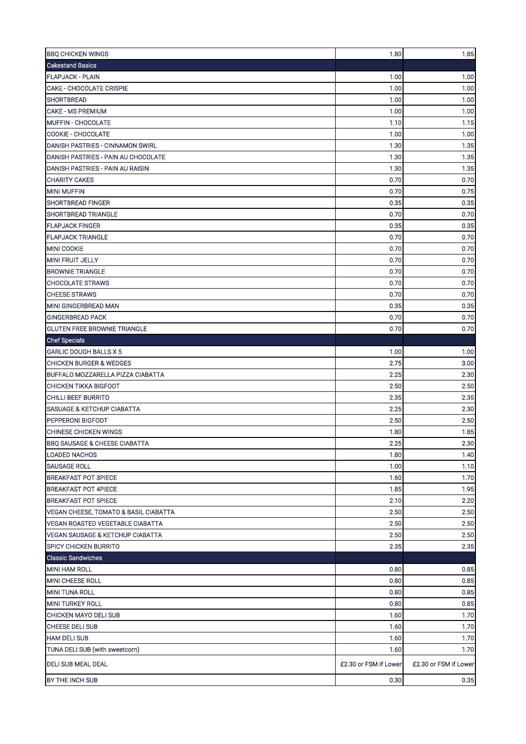| BBQ CHICKEN WINGS | 1.80 | 1.85 |
|---|---|---|
| Cakestand Basics | | |
| FLAPJACK - PLAIN | 1.00 | 1.00 |
| CAKE - CHOCOLATE CRISPIE | 1.00 | 1.00 |
| SHORTBREAD | 1.00 | 1.00 |
| CAKE - MS PREMIUM | 1.00 | 1.00 |
| MUFFIN - CHOCOLATE | 1.10 | 1.15 |
| COOKIE - CHOCOLATE | 1.00 | 1.00 |
| DANISH PASTRIES - CINNAMON SWIRL | 1.30 | 1.35 |
| DANISH PASTRIES - PAIN AU CHOCOLATE | 1.30 | 1.35 |
| DANISH PASTRIES - PAIN AU RAISIN | 1.30 | 1.35 |
| CHARITY CAKES | 0.70 | 0.70 |
| MINI MUFFIN | 0.70 | 0.75 |
| SHORTBREAD FINGER | 0.35 | 0.35 |
| SHORTBREAD TRIANGLE | 0.70 | 0.70 |
| FLAPJACK FINGER | 0.35 | 0.35 |
| FLAPJACK TRIANGLE | 0.70 | 0.70 |
| MINI COOKIE | 0.70 | 0.70 |
| MINI FRUIT JELLY | 0.70 | 0.70 |
| BROWNIE TRIANGLE | 0.70 | 0.70 |
| CHOCOLATE STRAWS | 0.70 | 0.70 |
| CHEESE STRAWS | 0.70 | 0.70 |
| MINI GINGERBREAD MAN | 0.35 | 0.35 |
| GINGERBREAD PACK | 0.70 | 0.70 |
| GLUTEN FREE BROWNIE TRIANGLE | 0.70 | 0.70 |
| Chef Specials | | |
| GARLIC DOUGH BALLS X 5 | 1.00 | 1.00 |
| CHICKEN BURGER & WEDGES | 2.75 | 3.00 |
| BUFFALO MOZZARELLA PIZZA CIABATTA | 2.25 | 2.30 |
| CHICKEN TIKKA BIGFOOT | 2.50 | 2.50 |
| CHILLI BEEF BURRITO | 2.35 | 2.35 |
| SASUAGE & KETCHUP CIABATTA | 2.25 | 2.30 |
| PEPPERONI BIGFOOT | 2.50 | 2.50 |
| CHINESE CHICKEN WINGS | 1.80 | 1.85 |
| BBQ SAUSAGE & CHEESE CIABATTA | 2.25 | 2.30 |
| LOADED NACHOS | 1.80 | 1.40 |
| SAUSAGE ROLL | 1.00 | 1.10 |
| BREAKFAST POT 3PIECE | 1.60 | 1.70 |
| BREAKFAST POT 4PIECE | 1.85 | 1.95 |
| BREAKFAST POT 5PIECE | 2.10 | 2.20 |
| VEGAN CHEESE, TOMATO & BASIL CIABATTA | 2.50 | 2.50 |
| VEGAN ROASTED VEGETABLE CIABATTA | 2.50 | 2.50 |
| VEGAN SAUSAGE & KETCHUP CIABATTA | 2.50 | 2.50 |
| SPICY CHICKEN BURRITO | 2.35 | 2.35 |
| Classic Sandwiches | | |
| MINI HAM ROLL | 0.80 | 0.85 |
| MINI CHEESE ROLL | 0.80 | 0.85 |
| MINI TUNA ROLL | 0.80 | 0.85 |
| MINI TURKEY ROLL | 0.80 | 0.85 |
| CHICKEN MAYO DELI SUB | 1.60 | 1.70 |
| CHEESE DELI SUB | 1.60 | 1.70 |
| HAM DELI SUB | 1.60 | 1.70 |
| TUNA DELI SUB (with sweetcorn) | 1.60 | 1.70 |
| DELI SUB MEAL DEAL | £2.30 or FSM if Lower | £2.30 or FSM if Lower |
| BY THE INCH SUB | 0.30 | 0.35 |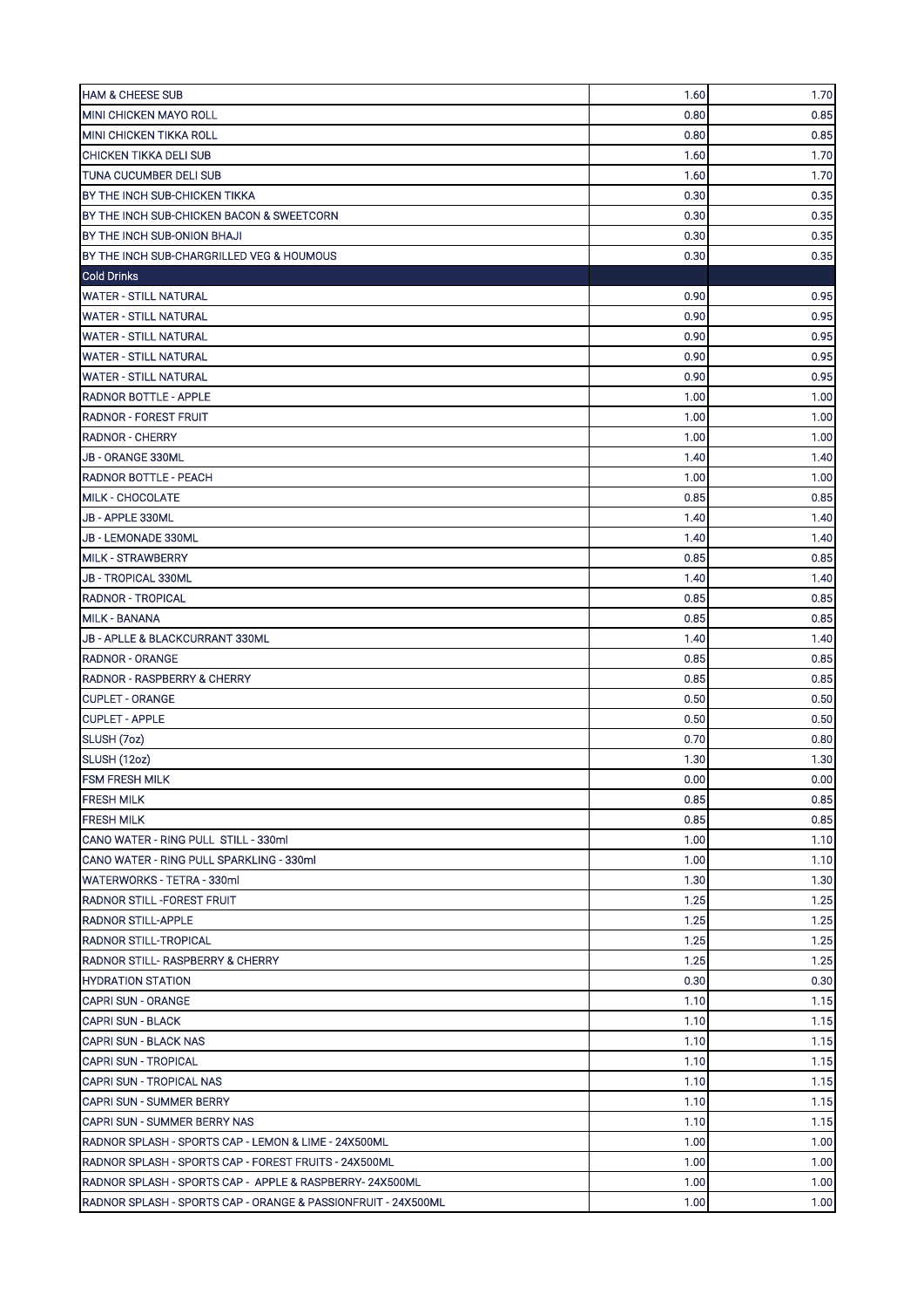| | | |
|---|---|---|
| HAM & CHEESE SUB | 1.60 | 1.70 |
| MINI CHICKEN MAYO ROLL | 0.80 | 0.85 |
| MINI CHICKEN TIKKA ROLL | 0.80 | 0.85 |
| CHICKEN TIKKA DELI SUB | 1.60 | 1.70 |
| TUNA CUCUMBER DELI SUB | 1.60 | 1.70 |
| BY THE INCH SUB-CHICKEN TIKKA | 0.30 | 0.35 |
| BY THE INCH SUB-CHICKEN BACON & SWEETCORN | 0.30 | 0.35 |
| BY THE INCH SUB-ONION BHAJI | 0.30 | 0.35 |
| BY THE INCH SUB-CHARGRILLED VEG & HOUMOUS | 0.30 | 0.35 |
| **Cold Drinks** | | |
| WATER - STILL NATURAL | 0.90 | 0.95 |
| WATER - STILL NATURAL | 0.90 | 0.95 |
| WATER - STILL NATURAL | 0.90 | 0.95 |
| WATER - STILL NATURAL | 0.90 | 0.95 |
| WATER - STILL NATURAL | 0.90 | 0.95 |
| RADNOR BOTTLE - APPLE | 1.00 | 1.00 |
| RADNOR - FOREST FRUIT | 1.00 | 1.00 |
| RADNOR - CHERRY | 1.00 | 1.00 |
| JB - ORANGE 330ML | 1.40 | 1.40 |
| RADNOR BOTTLE - PEACH | 1.00 | 1.00 |
| MILK - CHOCOLATE | 0.85 | 0.85 |
| JB - APPLE 330ML | 1.40 | 1.40 |
| JB - LEMONADE 330ML | 1.40 | 1.40 |
| MILK - STRAWBERRY | 0.85 | 0.85 |
| JB - TROPICAL 330ML | 1.40 | 1.40 |
| RADNOR - TROPICAL | 0.85 | 0.85 |
| MILK - BANANA | 0.85 | 0.85 |
| JB - APLLE & BLACKCURRANT 330ML | 1.40 | 1.40 |
| RADNOR - ORANGE | 0.85 | 0.85 |
| RADNOR - RASPBERRY & CHERRY | 0.85 | 0.85 |
| CUPLET - ORANGE | 0.50 | 0.50 |
| CUPLET - APPLE | 0.50 | 0.50 |
| SLUSH (7oz) | 0.70 | 0.80 |
| SLUSH (12oz) | 1.30 | 1.30 |
| FSM FRESH MILK | 0.00 | 0.00 |
| FRESH MILK | 0.85 | 0.85 |
| FRESH MILK | 0.85 | 0.85 |
| CANO WATER - RING PULL STILL - 330ml | 1.00 | 1.10 |
| CANO WATER - RING PULL SPARKLING - 330ml | 1.00 | 1.10 |
| WATERWORKS - TETRA - 330ml | 1.30 | 1.30 |
| RADNOR STILL -FOREST FRUIT | 1.25 | 1.25 |
| RADNOR STILL-APPLE | 1.25 | 1.25 |
| RADNOR STILL-TROPICAL | 1.25 | 1.25 |
| RADNOR STILL- RASPBERRY & CHERRY | 1.25 | 1.25 |
| HYDRATION STATION | 0.30 | 0.30 |
| CAPRI SUN - ORANGE | 1.10 | 1.15 |
| CAPRI SUN - BLACK | 1.10 | 1.15 |
| CAPRI SUN - BLACK NAS | 1.10 | 1.15 |
| CAPRI SUN - TROPICAL | 1.10 | 1.15 |
| CAPRI SUN - TROPICAL NAS | 1.10 | 1.15 |
| CAPRI SUN - SUMMER BERRY | 1.10 | 1.15 |
| CAPRI SUN - SUMMER BERRY NAS | 1.10 | 1.15 |
| RADNOR SPLASH - SPORTS CAP - LEMON & LIME - 24X500ML | 1.00 | 1.00 |
| RADNOR SPLASH - SPORTS CAP - FOREST FRUITS - 24X500ML | 1.00 | 1.00 |
| RADNOR SPLASH - SPORTS CAP - APPLE & RASPBERRY- 24X500ML | 1.00 | 1.00 |
| RADNOR SPLASH - SPORTS CAP - ORANGE & PASSIONFRUIT - 24X500ML | 1.00 | 1.00 |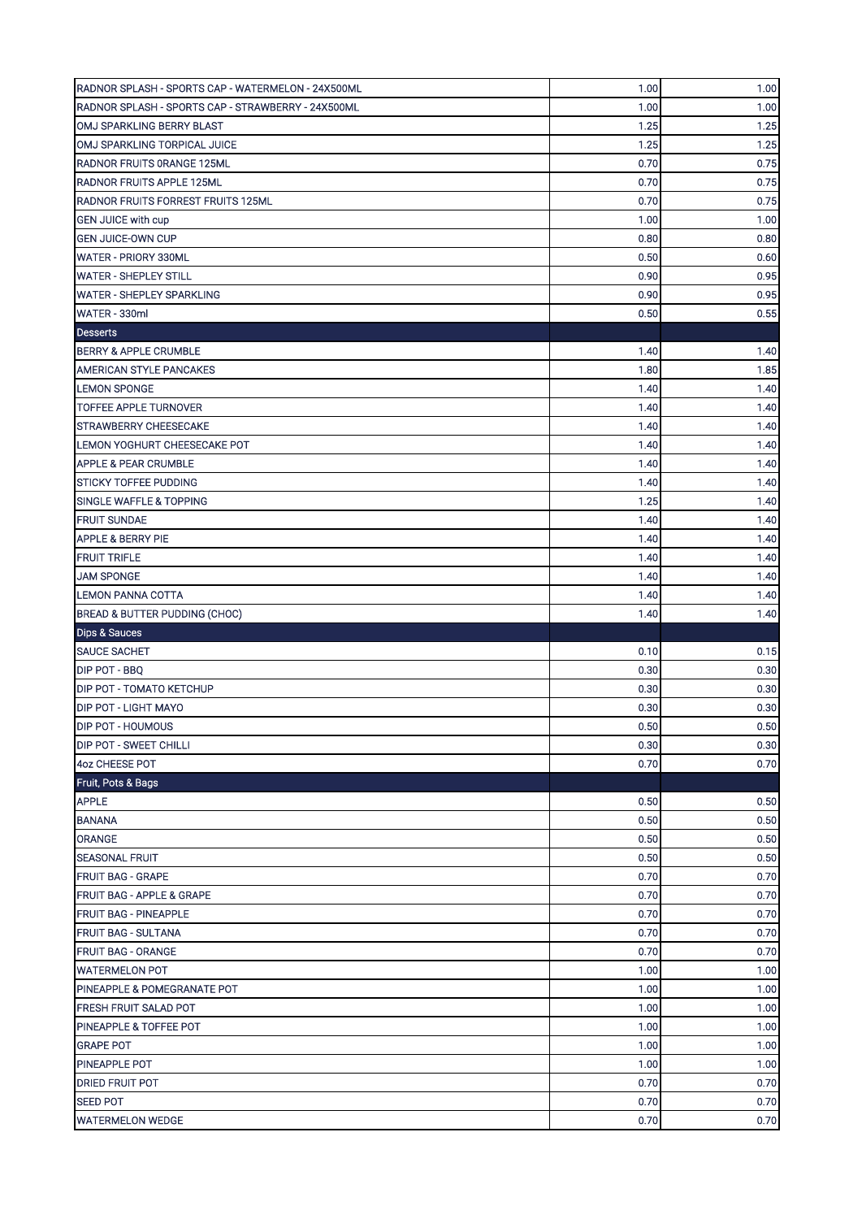| | | |
|---|---|---|
| RADNOR SPLASH - SPORTS CAP - WATERMELON - 24X500ML | 1.00 | 1.00 |
| RADNOR SPLASH - SPORTS CAP - STRAWBERRY - 24X500ML | 1.00 | 1.00 |
| OMJ SPARKLING BERRY BLAST | 1.25 | 1.25 |
| OMJ SPARKLING TORPICAL JUICE | 1.25 | 1.25 |
| RADNOR FRUITS 0RANGE 125ML | 0.70 | 0.75 |
| RADNOR FRUITS APPLE 125ML | 0.70 | 0.75 |
| RADNOR FRUITS FORREST FRUITS 125ML | 0.70 | 0.75 |
| GEN JUICE with cup | 1.00 | 1.00 |
| GEN JUICE-OWN CUP | 0.80 | 0.80 |
| WATER - PRIORY 330ML | 0.50 | 0.60 |
| WATER - SHEPLEY STILL | 0.90 | 0.95 |
| WATER - SHEPLEY SPARKLING | 0.90 | 0.95 |
| WATER - 330ml | 0.50 | 0.55 |
| **Desserts** | | |
| BERRY & APPLE CRUMBLE | 1.40 | 1.40 |
| AMERICAN STYLE PANCAKES | 1.80 | 1.85 |
| LEMON SPONGE | 1.40 | 1.40 |
| TOFFEE APPLE TURNOVER | 1.40 | 1.40 |
| STRAWBERRY CHEESECAKE | 1.40 | 1.40 |
| LEMON YOGHURT CHEESECAKE POT | 1.40 | 1.40 |
| APPLE & PEAR CRUMBLE | 1.40 | 1.40 |
| STICKY TOFFEE PUDDING | 1.40 | 1.40 |
| SINGLE WAFFLE & TOPPING | 1.25 | 1.40 |
| FRUIT SUNDAE | 1.40 | 1.40 |
| APPLE & BERRY PIE | 1.40 | 1.40 |
| FRUIT TRIFLE | 1.40 | 1.40 |
| JAM SPONGE | 1.40 | 1.40 |
| LEMON PANNA COTTA | 1.40 | 1.40 |
| BREAD & BUTTER PUDDING (CHOC) | 1.40 | 1.40 |
| **Dips & Sauces** | | |
| SAUCE SACHET | 0.10 | 0.15 |
| DIP POT - BBQ | 0.30 | 0.30 |
| DIP POT - TOMATO KETCHUP | 0.30 | 0.30 |
| DIP POT - LIGHT MAYO | 0.30 | 0.30 |
| DIP POT - HOUMOUS | 0.50 | 0.50 |
| DIP POT - SWEET CHILLI | 0.30 | 0.30 |
| 4oz CHEESE POT | 0.70 | 0.70 |
| **Fruit, Pots & Bags** | | |
| APPLE | 0.50 | 0.50 |
| BANANA | 0.50 | 0.50 |
| ORANGE | 0.50 | 0.50 |
| SEASONAL FRUIT | 0.50 | 0.50 |
| FRUIT BAG - GRAPE | 0.70 | 0.70 |
| FRUIT BAG - APPLE & GRAPE | 0.70 | 0.70 |
| FRUIT BAG - PINEAPPLE | 0.70 | 0.70 |
| FRUIT BAG - SULTANA | 0.70 | 0.70 |
| FRUIT BAG - ORANGE | 0.70 | 0.70 |
| WATERMELON POT | 1.00 | 1.00 |
| PINEAPPLE & POMEGRANATE POT | 1.00 | 1.00 |
| FRESH FRUIT SALAD POT | 1.00 | 1.00 |
| PINEAPPLE & TOFFEE POT | 1.00 | 1.00 |
| GRAPE POT | 1.00 | 1.00 |
| PINEAPPLE POT | 1.00 | 1.00 |
| DRIED FRUIT POT | 0.70 | 0.70 |
| SEED POT | 0.70 | 0.70 |
| WATERMELON WEDGE | 0.70 | 0.70 |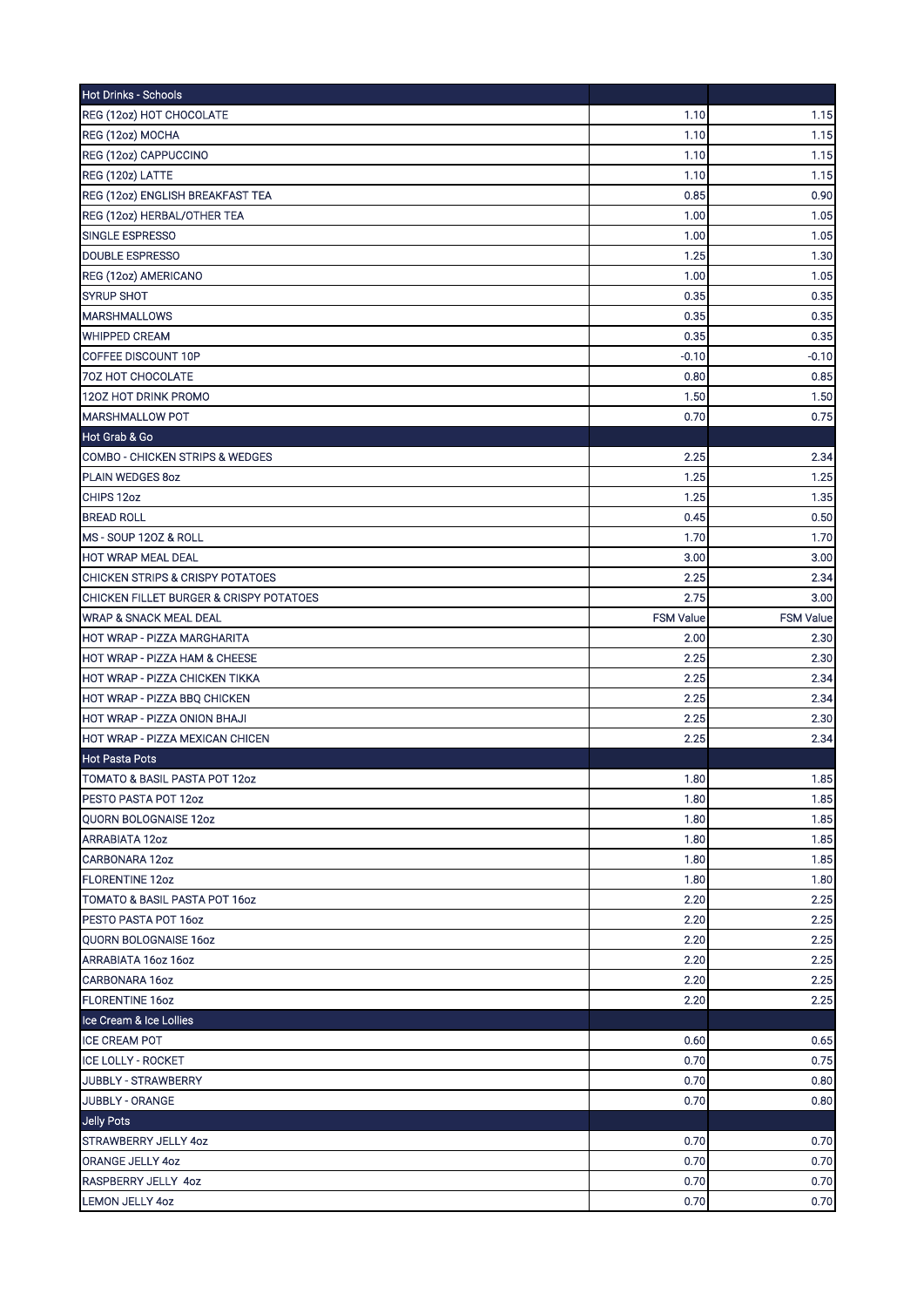| Hot Drinks - Schools | | |
|---|---|---|
| REG (12oz) HOT CHOCOLATE | 1.10 | 1.15 |
| REG (12oz) MOCHA | 1.10 | 1.15 |
| REG (12oz) CAPPUCCINO | 1.10 | 1.15 |
| REG (120z) LATTE | 1.10 | 1.15 |
| REG (12oz) ENGLISH BREAKFAST TEA | 0.85 | 0.90 |
| REG (12oz) HERBAL/OTHER TEA | 1.00 | 1.05 |
| SINGLE ESPRESSO | 1.00 | 1.05 |
| DOUBLE ESPRESSO | 1.25 | 1.30 |
| REG (12oz) AMERICANO | 1.00 | 1.05 |
| SYRUP SHOT | 0.35 | 0.35 |
| MARSHMALLOWS | 0.35 | 0.35 |
| WHIPPED CREAM | 0.35 | 0.35 |
| COFFEE DISCOUNT 10P | -0.10 | -0.10 |
| 7OZ HOT CHOCOLATE | 0.80 | 0.85 |
| 12OZ HOT DRINK PROMO | 1.50 | 1.50 |
| MARSHMALLOW POT | 0.70 | 0.75 |
| **Hot Grab & Go** | | |
| COMBO - CHICKEN STRIPS & WEDGES | 2.25 | 2.34 |
| PLAIN WEDGES 8oz | 1.25 | 1.25 |
| CHIPS 12oz | 1.25 | 1.35 |
| BREAD ROLL | 0.45 | 0.50 |
| MS - SOUP 12OZ & ROLL | 1.70 | 1.70 |
| HOT WRAP MEAL DEAL | 3.00 | 3.00 |
| CHICKEN STRIPS & CRISPY POTATOES | 2.25 | 2.34 |
| CHICKEN FILLET BURGER & CRISPY POTATOES | 2.75 | 3.00 |
| WRAP & SNACK MEAL DEAL | FSM Value | FSM Value |
| HOT WRAP - PIZZA MARGHARITA | 2.00 | 2.30 |
| HOT WRAP - PIZZA HAM & CHEESE | 2.25 | 2.30 |
| HOT WRAP - PIZZA CHICKEN TIKKA | 2.25 | 2.34 |
| HOT WRAP - PIZZA BBQ CHICKEN | 2.25 | 2.34 |
| HOT WRAP - PIZZA ONION BHAJI | 2.25 | 2.30 |
| HOT WRAP - PIZZA MEXICAN CHICEN | 2.25 | 2.34 |
| **Hot Pasta Pots** | | |
| TOMATO & BASIL PASTA POT 12oz | 1.80 | 1.85 |
| PESTO PASTA POT 12oz | 1.80 | 1.85 |
| QUORN BOLOGNAISE 12oz | 1.80 | 1.85 |
| ARRABIATA 12oz | 1.80 | 1.85 |
| CARBONARA 12oz | 1.80 | 1.85 |
| FLORENTINE 12oz | 1.80 | 1.80 |
| TOMATO & BASIL PASTA POT 16oz | 2.20 | 2.25 |
| PESTO PASTA POT 16oz | 2.20 | 2.25 |
| QUORN BOLOGNAISE 16oz | 2.20 | 2.25 |
| ARRABIATA 16oz 16oz | 2.20 | 2.25 |
| CARBONARA 16oz | 2.20 | 2.25 |
| FLORENTINE 16oz | 2.20 | 2.25 |
| **Ice Cream & Ice Lollies** | | |
| ICE CREAM POT | 0.60 | 0.65 |
| ICE LOLLY - ROCKET | 0.70 | 0.75 |
| JUBBLY - STRAWBERRY | 0.70 | 0.80 |
| JUBBLY - ORANGE | 0.70 | 0.80 |
| **Jelly Pots** | | |
| STRAWBERRY JELLY 4oz | 0.70 | 0.70 |
| ORANGE JELLY 4oz | 0.70 | 0.70 |
| RASPBERRY JELLY 4oz | 0.70 | 0.70 |
| LEMON JELLY 4oz | 0.70 | 0.70 |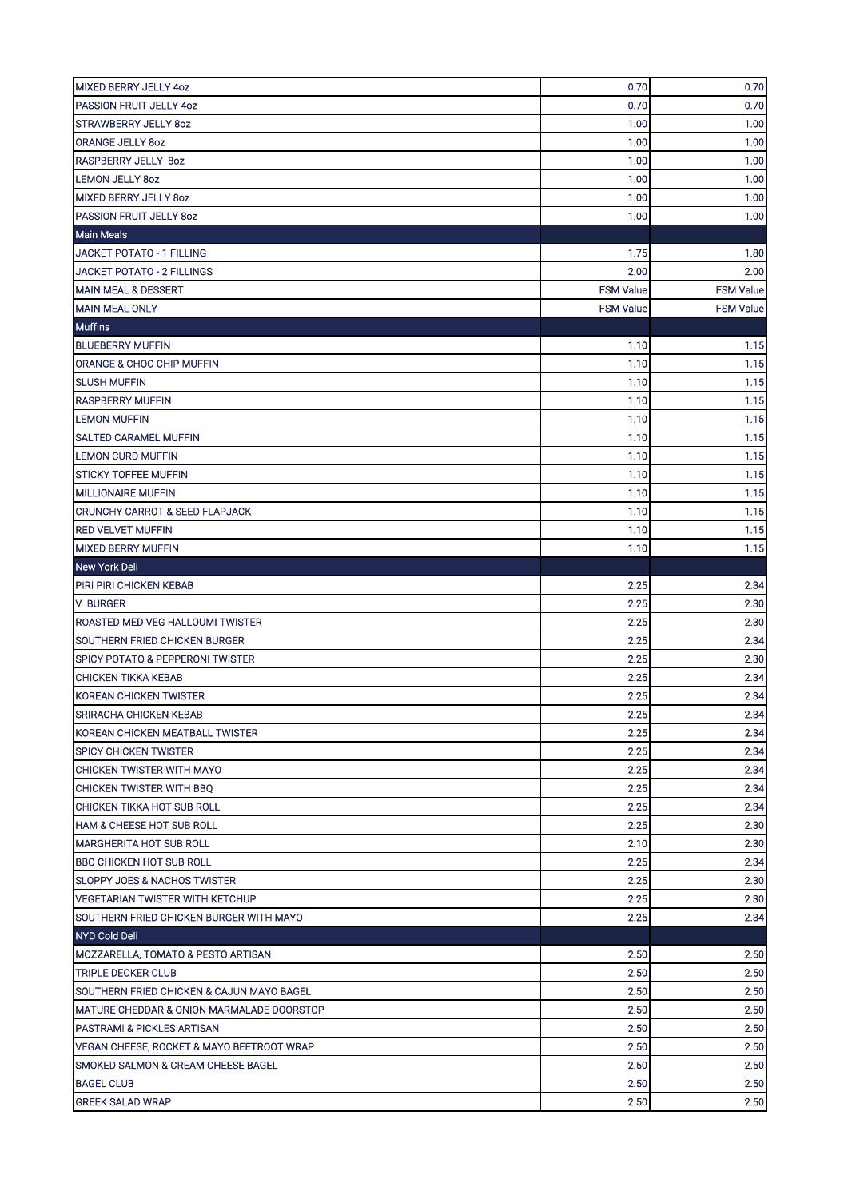| | | |
|---|---|---|
| MIXED BERRY JELLY 4oz | 0.70 | 0.70 |
| PASSION FRUIT JELLY 4oz | 0.70 | 0.70 |
| STRAWBERRY JELLY 8oz | 1.00 | 1.00 |
| ORANGE JELLY 8oz | 1.00 | 1.00 |
| RASPBERRY JELLY 8oz | 1.00 | 1.00 |
| LEMON JELLY 8oz | 1.00 | 1.00 |
| MIXED BERRY JELLY 8oz | 1.00 | 1.00 |
| PASSION FRUIT JELLY 8oz | 1.00 | 1.00 |
| **Main Meals** | | |
| JACKET POTATO - 1 FILLING | 1.75 | 1.80 |
| JACKET POTATO - 2 FILLINGS | 2.00 | 2.00 |
| MAIN MEAL & DESSERT | FSM Value | FSM Value |
| MAIN MEAL ONLY | FSM Value | FSM Value |
| **Muffins** | | |
| BLUEBERRY MUFFIN | 1.10 | 1.15 |
| ORANGE & CHOC CHIP MUFFIN | 1.10 | 1.15 |
| SLUSH MUFFIN | 1.10 | 1.15 |
| RASPBERRY MUFFIN | 1.10 | 1.15 |
| LEMON MUFFIN | 1.10 | 1.15 |
| SALTED CARAMEL MUFFIN | 1.10 | 1.15 |
| LEMON CURD MUFFIN | 1.10 | 1.15 |
| STICKY TOFFEE MUFFIN | 1.10 | 1.15 |
| MILLIONAIRE MUFFIN | 1.10 | 1.15 |
| CRUNCHY CARROT & SEED FLAPJACK | 1.10 | 1.15 |
| RED VELVET MUFFIN | 1.10 | 1.15 |
| MIXED BERRY MUFFIN | 1.10 | 1.15 |
| **New York Deli** | | |
| PIRI PIRI CHICKEN KEBAB | 2.25 | 2.34 |
| V BURGER | 2.25 | 2.30 |
| ROASTED MED VEG HALLOUMI TWISTER | 2.25 | 2.30 |
| SOUTHERN FRIED CHICKEN BURGER | 2.25 | 2.34 |
| SPICY POTATO & PEPPERONI TWISTER | 2.25 | 2.30 |
| CHICKEN TIKKA KEBAB | 2.25 | 2.34 |
| KOREAN CHICKEN TWISTER | 2.25 | 2.34 |
| SRIRACHA CHICKEN KEBAB | 2.25 | 2.34 |
| KOREAN CHICKEN MEATBALL TWISTER | 2.25 | 2.34 |
| SPICY CHICKEN TWISTER | 2.25 | 2.34 |
| CHICKEN TWISTER WITH MAYO | 2.25 | 2.34 |
| CHICKEN TWISTER WITH BBQ | 2.25 | 2.34 |
| CHICKEN TIKKA HOT SUB ROLL | 2.25 | 2.34 |
| HAM & CHEESE HOT SUB ROLL | 2.25 | 2.30 |
| MARGHERITA HOT SUB ROLL | 2.10 | 2.30 |
| BBQ CHICKEN HOT SUB ROLL | 2.25 | 2.34 |
| SLOPPY JOES & NACHOS TWISTER | 2.25 | 2.30 |
| VEGETARIAN TWISTER WITH KETCHUP | 2.25 | 2.30 |
| SOUTHERN FRIED CHICKEN BURGER WITH MAYO | 2.25 | 2.34 |
| **NYD Cold Deli** | | |
| MOZZARELLA, TOMATO & PESTO ARTISAN | 2.50 | 2.50 |
| TRIPLE DECKER CLUB | 2.50 | 2.50 |
| SOUTHERN FRIED CHICKEN & CAJUN MAYO BAGEL | 2.50 | 2.50 |
| MATURE CHEDDAR & ONION MARMALADE DOORSTOP | 2.50 | 2.50 |
| PASTRAMI & PICKLES ARTISAN | 2.50 | 2.50 |
| VEGAN CHEESE, ROCKET & MAYO BEETROOT WRAP | 2.50 | 2.50 |
| SMOKED SALMON & CREAM CHEESE BAGEL | 2.50 | 2.50 |
| BAGEL CLUB | 2.50 | 2.50 |
| GREEK SALAD WRAP | 2.50 | 2.50 |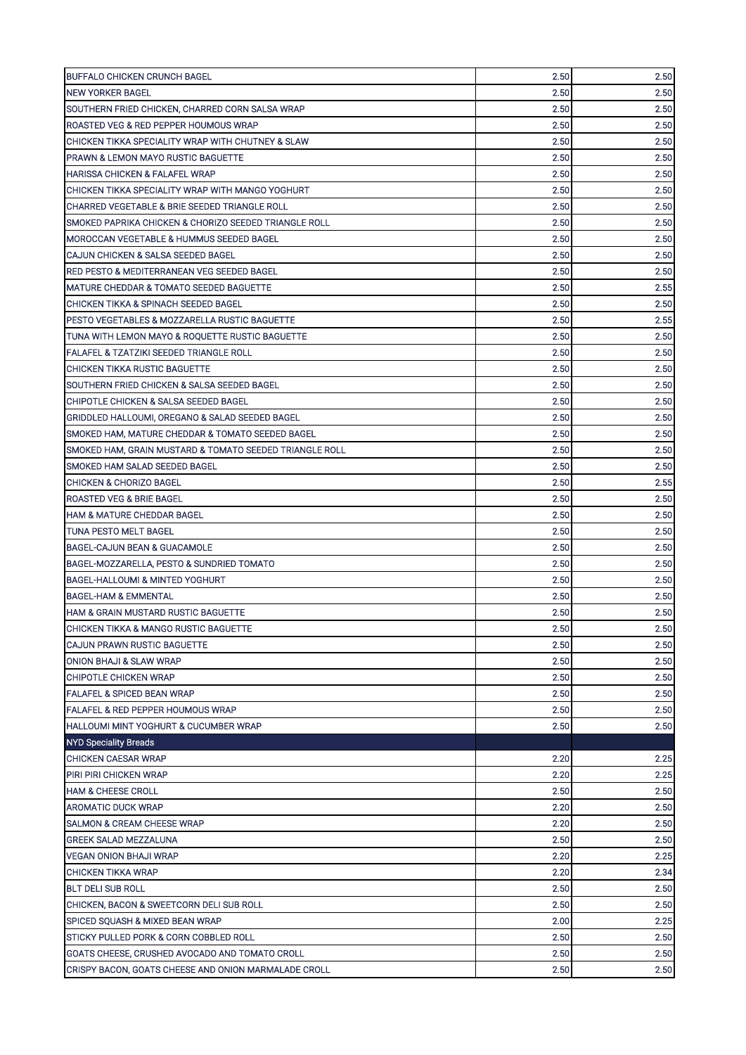| | | |
|---|---|---|
| BUFFALO CHICKEN CRUNCH BAGEL | 2.50 | 2.50 |
| NEW YORKER BAGEL | 2.50 | 2.50 |
| SOUTHERN FRIED CHICKEN, CHARRED CORN SALSA WRAP | 2.50 | 2.50 |
| ROASTED VEG & RED PEPPER HOUMOUS WRAP | 2.50 | 2.50 |
| CHICKEN TIKKA SPECIALITY WRAP WITH CHUTNEY & SLAW | 2.50 | 2.50 |
| PRAWN & LEMON MAYO RUSTIC BAGUETTE | 2.50 | 2.50 |
| HARISSA CHICKEN & FALAFEL WRAP | 2.50 | 2.50 |
| CHICKEN TIKKA SPECIALITY WRAP WITH MANGO YOGHURT | 2.50 | 2.50 |
| CHARRED VEGETABLE & BRIE SEEDED TRIANGLE ROLL | 2.50 | 2.50 |
| SMOKED PAPRIKA CHICKEN & CHORIZO SEEDED TRIANGLE ROLL | 2.50 | 2.50 |
| MOROCCAN VEGETABLE & HUMMUS SEEDED BAGEL | 2.50 | 2.50 |
| CAJUN CHICKEN & SALSA SEEDED BAGEL | 2.50 | 2.50 |
| RED PESTO & MEDITERRANEAN VEG SEEDED BAGEL | 2.50 | 2.50 |
| MATURE CHEDDAR & TOMATO SEEDED BAGUETTE | 2.50 | 2.55 |
| CHICKEN TIKKA & SPINACH SEEDED BAGEL | 2.50 | 2.50 |
| PESTO VEGETABLES & MOZZARELLA RUSTIC BAGUETTE | 2.50 | 2.55 |
| TUNA WITH LEMON MAYO & ROQUETTE RUSTIC BAGUETTE | 2.50 | 2.50 |
| FALAFEL & TZATZIKI SEEDED TRIANGLE ROLL | 2.50 | 2.50 |
| CHICKEN TIKKA RUSTIC BAGUETTE | 2.50 | 2.50 |
| SOUTHERN FRIED CHICKEN & SALSA SEEDED BAGEL | 2.50 | 2.50 |
| CHIPOTLE CHICKEN & SALSA SEEDED BAGEL | 2.50 | 2.50 |
| GRIDDLED HALLOUMI, OREGANO & SALAD SEEDED BAGEL | 2.50 | 2.50 |
| SMOKED HAM, MATURE CHEDDAR & TOMATO SEEDED BAGEL | 2.50 | 2.50 |
| SMOKED HAM, GRAIN MUSTARD & TOMATO SEEDED TRIANGLE ROLL | 2.50 | 2.50 |
| SMOKED HAM SALAD SEEDED BAGEL | 2.50 | 2.50 |
| CHICKEN & CHORIZO BAGEL | 2.50 | 2.55 |
| ROASTED VEG & BRIE BAGEL | 2.50 | 2.50 |
| HAM & MATURE CHEDDAR BAGEL | 2.50 | 2.50 |
| TUNA PESTO MELT BAGEL | 2.50 | 2.50 |
| BAGEL-CAJUN BEAN & GUACAMOLE | 2.50 | 2.50 |
| BAGEL-MOZZARELLA, PESTO & SUNDRIED TOMATO | 2.50 | 2.50 |
| BAGEL-HALLOUMI & MINTED YOGHURT | 2.50 | 2.50 |
| BAGEL-HAM & EMMENTAL | 2.50 | 2.50 |
| HAM & GRAIN MUSTARD RUSTIC BAGUETTE | 2.50 | 2.50 |
| CHICKEN TIKKA & MANGO RUSTIC BAGUETTE | 2.50 | 2.50 |
| CAJUN PRAWN RUSTIC BAGUETTE | 2.50 | 2.50 |
| ONION BHAJI & SLAW WRAP | 2.50 | 2.50 |
| CHIPOTLE CHICKEN WRAP | 2.50 | 2.50 |
| FALAFEL & SPICED BEAN WRAP | 2.50 | 2.50 |
| FALAFEL & RED PEPPER HOUMOUS WRAP | 2.50 | 2.50 |
| HALLOUMI MINT YOGHURT & CUCUMBER WRAP | 2.50 | 2.50 |
| **NYD Speciality Breads** | | |
| CHICKEN CAESAR WRAP | 2.20 | 2.25 |
| PIRI PIRI CHICKEN WRAP | 2.20 | 2.25 |
| HAM & CHEESE CROLL | 2.50 | 2.50 |
| AROMATIC DUCK WRAP | 2.20 | 2.50 |
| SALMON & CREAM CHEESE WRAP | 2.20 | 2.50 |
| GREEK SALAD MEZZALUNA | 2.50 | 2.50 |
| VEGAN ONION BHAJI WRAP | 2.20 | 2.25 |
| CHICKEN TIKKA WRAP | 2.20 | 2.34 |
| BLT DELI SUB ROLL | 2.50 | 2.50 |
| CHICKEN, BACON & SWEETCORN DELI SUB ROLL | 2.50 | 2.50 |
| SPICED SQUASH & MIXED BEAN WRAP | 2.00 | 2.25 |
| STICKY PULLED PORK & CORN COBBLED ROLL | 2.50 | 2.50 |
| GOATS CHEESE, CRUSHED AVOCADO AND TOMATO CROLL | 2.50 | 2.50 |
| CRISPY BACON, GOATS CHEESE AND ONION MARMALADE CROLL | 2.50 | 2.50 |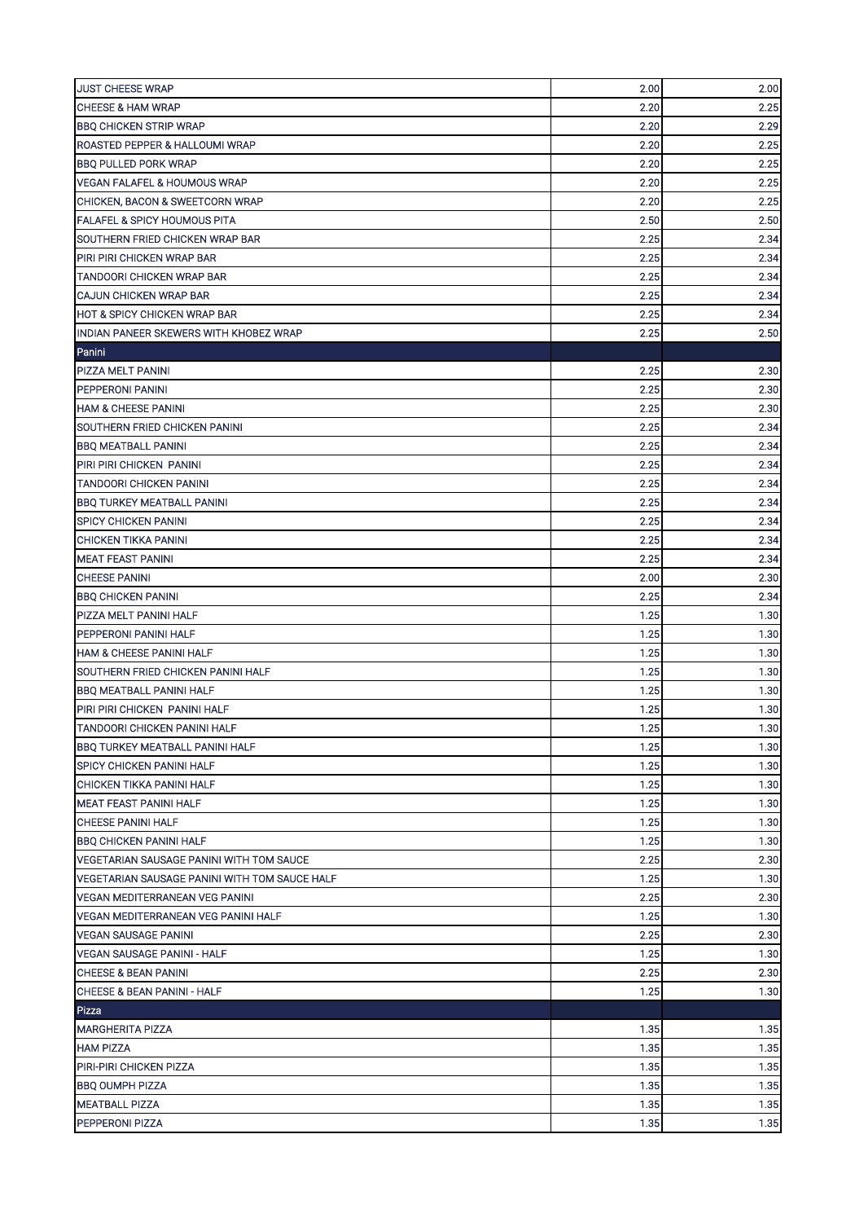| | | |
|---|---|---|
| JUST CHEESE WRAP | 2.00 | 2.00 |
| CHEESE & HAM WRAP | 2.20 | 2.25 |
| BBQ CHICKEN STRIP WRAP | 2.20 | 2.29 |
| ROASTED PEPPER & HALLOUMI WRAP | 2.20 | 2.25 |
| BBQ PULLED PORK WRAP | 2.20 | 2.25 |
| VEGAN FALAFEL & HOUMOUS WRAP | 2.20 | 2.25 |
| CHICKEN, BACON & SWEETCORN WRAP | 2.20 | 2.25 |
| FALAFEL & SPICY HOUMOUS PITA | 2.50 | 2.50 |
| SOUTHERN FRIED CHICKEN WRAP BAR | 2.25 | 2.34 |
| PIRI PIRI CHICKEN WRAP BAR | 2.25 | 2.34 |
| TANDOORI CHICKEN WRAP BAR | 2.25 | 2.34 |
| CAJUN CHICKEN WRAP BAR | 2.25 | 2.34 |
| HOT & SPICY CHICKEN WRAP BAR | 2.25 | 2.34 |
| INDIAN PANEER SKEWERS WITH KHOBEZ WRAP | 2.25 | 2.50 |
| **Panini** | | |
| PIZZA MELT PANINI | 2.25 | 2.30 |
| PEPPERONI PANINI | 2.25 | 2.30 |
| HAM & CHEESE PANINI | 2.25 | 2.30 |
| SOUTHERN FRIED CHICKEN PANINI | 2.25 | 2.34 |
| BBQ MEATBALL PANINI | 2.25 | 2.34 |
| PIRI PIRI CHICKEN PANINI | 2.25 | 2.34 |
| TANDOORI CHICKEN PANINI | 2.25 | 2.34 |
| BBQ TURKEY MEATBALL PANINI | 2.25 | 2.34 |
| SPICY CHICKEN PANINI | 2.25 | 2.34 |
| CHICKEN TIKKA PANINI | 2.25 | 2.34 |
| MEAT FEAST PANINI | 2.25 | 2.34 |
| CHEESE PANINI | 2.00 | 2.30 |
| BBQ CHICKEN PANINI | 2.25 | 2.34 |
| PIZZA MELT PANINI HALF | 1.25 | 1.30 |
| PEPPERONI PANINI HALF | 1.25 | 1.30 |
| HAM & CHEESE PANINI HALF | 1.25 | 1.30 |
| SOUTHERN FRIED CHICKEN PANINI HALF | 1.25 | 1.30 |
| BBQ MEATBALL PANINI HALF | 1.25 | 1.30 |
| PIRI PIRI CHICKEN PANINI HALF | 1.25 | 1.30 |
| TANDOORI CHICKEN PANINI HALF | 1.25 | 1.30 |
| BBQ TURKEY MEATBALL PANINI HALF | 1.25 | 1.30 |
| SPICY CHICKEN PANINI HALF | 1.25 | 1.30 |
| CHICKEN TIKKA PANINI HALF | 1.25 | 1.30 |
| MEAT FEAST PANINI HALF | 1.25 | 1.30 |
| CHEESE PANINI HALF | 1.25 | 1.30 |
| BBQ CHICKEN PANINI HALF | 1.25 | 1.30 |
| VEGETARIAN SAUSAGE PANINI WITH TOM SAUCE | 2.25 | 2.30 |
| VEGETARIAN SAUSAGE PANINI WITH TOM SAUCE HALF | 1.25 | 1.30 |
| VEGAN MEDITERRANEAN VEG PANINI | 2.25 | 2.30 |
| VEGAN MEDITERRANEAN VEG PANINI HALF | 1.25 | 1.30 |
| VEGAN SAUSAGE PANINI | 2.25 | 2.30 |
| VEGAN SAUSAGE PANINI - HALF | 1.25 | 1.30 |
| CHEESE & BEAN PANINI | 2.25 | 2.30 |
| CHEESE & BEAN PANINI - HALF | 1.25 | 1.30 |
| **Pizza** | | |
| MARGHERITA PIZZA | 1.35 | 1.35 |
| HAM PIZZA | 1.35 | 1.35 |
| PIRI-PIRI CHICKEN PIZZA | 1.35 | 1.35 |
| BBQ OUMPH PIZZA | 1.35 | 1.35 |
| MEATBALL PIZZA | 1.35 | 1.35 |
| PEPPERONI PIZZA | 1.35 | 1.35 |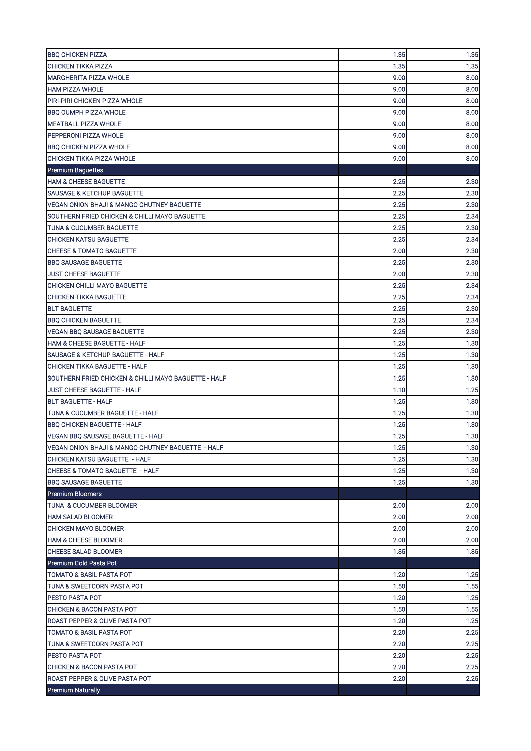| | | |
|---|---|---|
| BBQ CHICKEN PIZZA | 1.35 | 1.35 |
| CHICKEN TIKKA PIZZA | 1.35 | 1.35 |
| MARGHERITA PIZZA WHOLE | 9.00 | 8.00 |
| HAM PIZZA WHOLE | 9.00 | 8.00 |
| PIRI-PIRI CHICKEN PIZZA WHOLE | 9.00 | 8.00 |
| BBQ OUMPH PIZZA WHOLE | 9.00 | 8.00 |
| MEATBALL PIZZA WHOLE | 9.00 | 8.00 |
| PEPPERONI PIZZA WHOLE | 9.00 | 8.00 |
| BBQ CHICKEN PIZZA WHOLE | 9.00 | 8.00 |
| CHICKEN TIKKA PIZZA WHOLE | 9.00 | 8.00 |
| **Premium Baguettes** | | |
| HAM & CHEESE BAGUETTE | 2.25 | 2.30 |
| SAUSAGE & KETCHUP BAGUETTE | 2.25 | 2.30 |
| VEGAN ONION BHAJI & MANGO CHUTNEY BAGUETTE | 2.25 | 2.30 |
| SOUTHERN FRIED CHICKEN & CHILLI MAYO BAGUETTE | 2.25 | 2.34 |
| TUNA & CUCUMBER BAGUETTE | 2.25 | 2.30 |
| CHICKEN KATSU BAGUETTE | 2.25 | 2.34 |
| CHEESE & TOMATO BAGUETTE | 2.00 | 2.30 |
| BBQ SAUSAGE BAGUETTE | 2.25 | 2.30 |
| JUST CHEESE BAGUETTE | 2.00 | 2.30 |
| CHICKEN CHILLI MAYO BAGUETTE | 2.25 | 2.34 |
| CHICKEN TIKKA BAGUETTE | 2.25 | 2.34 |
| BLT BAGUETTE | 2.25 | 2.30 |
| BBQ CHICKEN BAGUETTE | 2.25 | 2.34 |
| VEGAN BBQ SAUSAGE BAGUETTE | 2.25 | 2.30 |
| HAM & CHEESE BAGUETTE - HALF | 1.25 | 1.30 |
| SAUSAGE & KETCHUP BAGUETTE - HALF | 1.25 | 1.30 |
| CHICKEN TIKKA BAGUETTE - HALF | 1.25 | 1.30 |
| SOUTHERN FRIED CHICKEN & CHILLI MAYO BAGUETTE - HALF | 1.25 | 1.30 |
| JUST CHEESE BAGUETTE - HALF | 1.10 | 1.25 |
| BLT BAGUETTE - HALF | 1.25 | 1.30 |
| TUNA & CUCUMBER BAGUETTE - HALF | 1.25 | 1.30 |
| BBQ CHICKEN BAGUETTE - HALF | 1.25 | 1.30 |
| VEGAN BBQ SAUSAGE BAGUETTE - HALF | 1.25 | 1.30 |
| VEGAN ONION BHAJI & MANGO CHUTNEY BAGUETTE - HALF | 1.25 | 1.30 |
| CHICKEN KATSU BAGUETTE - HALF | 1.25 | 1.30 |
| CHEESE & TOMATO BAGUETTE - HALF | 1.25 | 1.30 |
| BBQ SAUSAGE BAGUETTE | 1.25 | 1.30 |
| **Premium Bloomers** | | |
| TUNA & CUCUMBER BLOOMER | 2.00 | 2.00 |
| HAM SALAD BLOOMER | 2.00 | 2.00 |
| CHICKEN MAYO BLOOMER | 2.00 | 2.00 |
| HAM & CHEESE BLOOMER | 2.00 | 2.00 |
| CHEESE SALAD BLOOMER | 1.85 | 1.85 |
| **Premium Cold Pasta Pot** | | |
| TOMATO & BASIL PASTA POT | 1.20 | 1.25 |
| TUNA & SWEETCORN PASTA POT | 1.50 | 1.55 |
| PESTO PASTA POT | 1.20 | 1.25 |
| CHICKEN & BACON PASTA POT | 1.50 | 1.55 |
| ROAST PEPPER & OLIVE PASTA POT | 1.20 | 1.25 |
| TOMATO & BASIL PASTA POT | 2.20 | 2.25 |
| TUNA & SWEETCORN PASTA POT | 2.20 | 2.25 |
| PESTO PASTA POT | 2.20 | 2.25 |
| CHICKEN & BACON PASTA POT | 2.20 | 2.25 |
| ROAST PEPPER & OLIVE PASTA POT | 2.20 | 2.25 |
| **Premium Naturally** | | |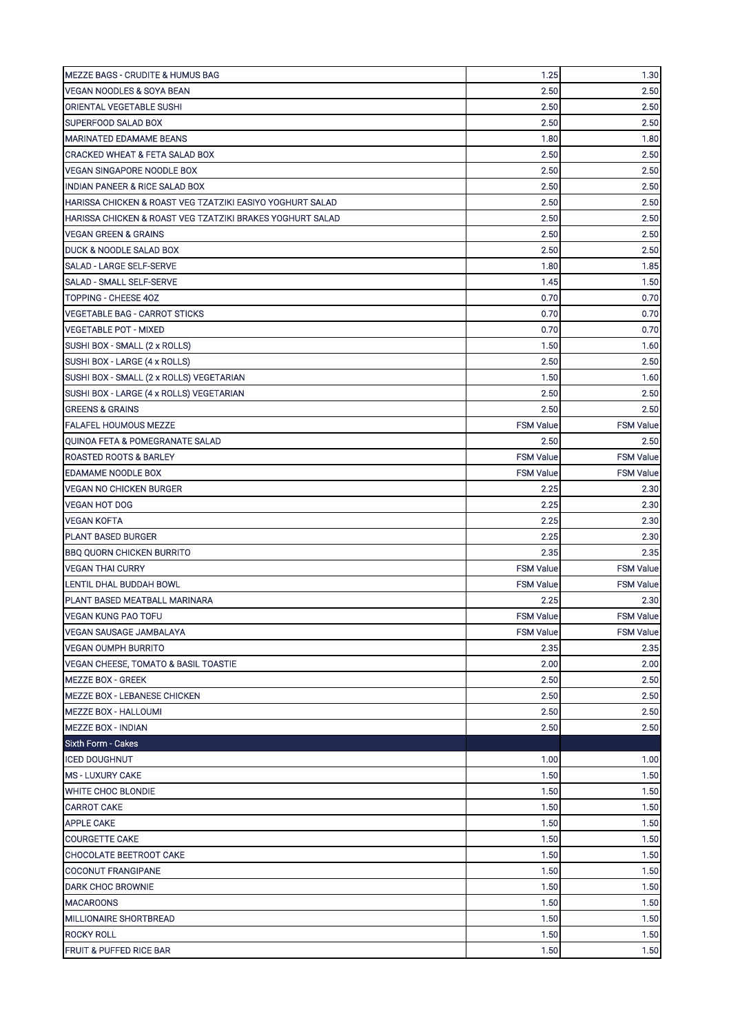| | | |
|---|---|---|
| MEZZE BAGS - CRUDITE & HUMUS BAG | 1.25 | 1.30 |
| VEGAN NOODLES & SOYA BEAN | 2.50 | 2.50 |
| ORIENTAL VEGETABLE SUSHI | 2.50 | 2.50 |
| SUPERFOOD SALAD BOX | 2.50 | 2.50 |
| MARINATED EDAMAME BEANS | 1.80 | 1.80 |
| CRACKED WHEAT & FETA SALAD BOX | 2.50 | 2.50 |
| VEGAN SINGAPORE NOODLE BOX | 2.50 | 2.50 |
| INDIAN PANEER & RICE SALAD BOX | 2.50 | 2.50 |
| HARISSA CHICKEN & ROAST VEG TZATZIKI EASIYO YOGHURT SALAD | 2.50 | 2.50 |
| HARISSA CHICKEN & ROAST VEG TZATZIKI BRAKES YOGHURT SALAD | 2.50 | 2.50 |
| VEGAN GREEN & GRAINS | 2.50 | 2.50 |
| DUCK & NOODLE SALAD BOX | 2.50 | 2.50 |
| SALAD - LARGE SELF-SERVE | 1.80 | 1.85 |
| SALAD - SMALL SELF-SERVE | 1.45 | 1.50 |
| TOPPING - CHEESE 4OZ | 0.70 | 0.70 |
| VEGETABLE BAG - CARROT STICKS | 0.70 | 0.70 |
| VEGETABLE POT - MIXED | 0.70 | 0.70 |
| SUSHI BOX - SMALL (2 x ROLLS) | 1.50 | 1.60 |
| SUSHI BOX - LARGE (4 x ROLLS) | 2.50 | 2.50 |
| SUSHI BOX - SMALL (2 x ROLLS) VEGETARIAN | 1.50 | 1.60 |
| SUSHI BOX - LARGE (4 x ROLLS) VEGETARIAN | 2.50 | 2.50 |
| GREENS & GRAINS | 2.50 | 2.50 |
| FALAFEL HOUMOUS MEZZE | FSM Value | FSM Value |
| QUINOA FETA & POMEGRANATE SALAD | 2.50 | 2.50 |
| ROASTED ROOTS & BARLEY | FSM Value | FSM Value |
| EDAMAME NOODLE BOX | FSM Value | FSM Value |
| VEGAN NO CHICKEN BURGER | 2.25 | 2.30 |
| VEGAN HOT DOG | 2.25 | 2.30 |
| VEGAN KOFTA | 2.25 | 2.30 |
| PLANT BASED BURGER | 2.25 | 2.30 |
| BBQ QUORN CHICKEN BURRITO | 2.35 | 2.35 |
| VEGAN THAI CURRY | FSM Value | FSM Value |
| LENTIL DHAL BUDDAH BOWL | FSM Value | FSM Value |
| PLANT BASED MEATBALL MARINARA | 2.25 | 2.30 |
| VEGAN KUNG PAO TOFU | FSM Value | FSM Value |
| VEGAN SAUSAGE JAMBALAYA | FSM Value | FSM Value |
| VEGAN OUMPH BURRITO | 2.35 | 2.35 |
| VEGAN CHEESE, TOMATO & BASIL TOASTIE | 2.00 | 2.00 |
| MEZZE BOX - GREEK | 2.50 | 2.50 |
| MEZZE BOX - LEBANESE CHICKEN | 2.50 | 2.50 |
| MEZZE BOX - HALLOUMI | 2.50 | 2.50 |
| MEZZE BOX - INDIAN | 2.50 | 2.50 |
| **Sixth Form - Cakes** | | |
| ICED DOUGHNUT | 1.00 | 1.00 |
| MS - LUXURY CAKE | 1.50 | 1.50 |
| WHITE CHOC BLONDIE | 1.50 | 1.50 |
| CARROT CAKE | 1.50 | 1.50 |
| APPLE CAKE | 1.50 | 1.50 |
| COURGETTE CAKE | 1.50 | 1.50 |
| CHOCOLATE BEETROOT CAKE | 1.50 | 1.50 |
| COCONUT FRANGIPANE | 1.50 | 1.50 |
| DARK CHOC BROWNIE | 1.50 | 1.50 |
| MACAROONS | 1.50 | 1.50 |
| MILLIONAIRE SHORTBREAD | 1.50 | 1.50 |
| ROCKY ROLL | 1.50 | 1.50 |
| FRUIT & PUFFED RICE BAR | 1.50 | 1.50 |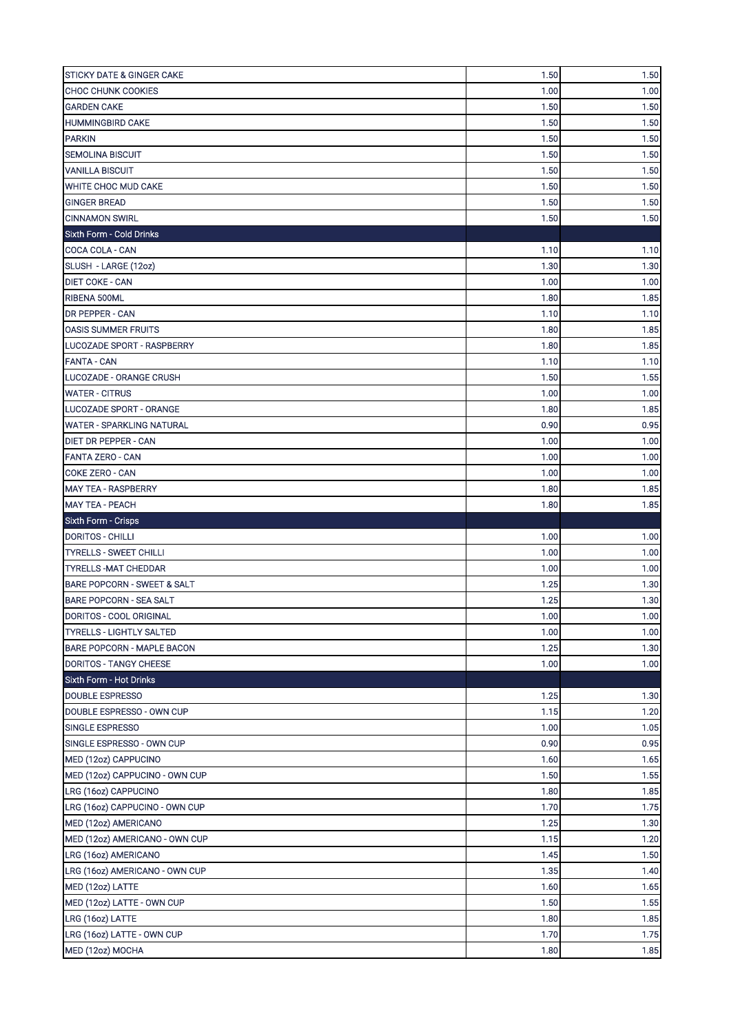| | | |
|---|---|---|
| STICKY DATE & GINGER CAKE | 1.50 | 1.50 |
| CHOC CHUNK COOKIES | 1.00 | 1.00 |
| GARDEN CAKE | 1.50 | 1.50 |
| HUMMINGBIRD CAKE | 1.50 | 1.50 |
| PARKIN | 1.50 | 1.50 |
| SEMOLINA BISCUIT | 1.50 | 1.50 |
| VANILLA BISCUIT | 1.50 | 1.50 |
| WHITE CHOC MUD CAKE | 1.50 | 1.50 |
| GINGER BREAD | 1.50 | 1.50 |
| CINNAMON SWIRL | 1.50 | 1.50 |
| **Sixth Form - Cold Drinks** | | |
| COCA COLA - CAN | 1.10 | 1.10 |
| SLUSH - LARGE (12oz) | 1.30 | 1.30 |
| DIET COKE - CAN | 1.00 | 1.00 |
| RIBENA 500ML | 1.80 | 1.85 |
| DR PEPPER - CAN | 1.10 | 1.10 |
| OASIS SUMMER FRUITS | 1.80 | 1.85 |
| LUCOZADE SPORT - RASPBERRY | 1.80 | 1.85 |
| FANTA - CAN | 1.10 | 1.10 |
| LUCOZADE - ORANGE CRUSH | 1.50 | 1.55 |
| WATER - CITRUS | 1.00 | 1.00 |
| LUCOZADE SPORT - ORANGE | 1.80 | 1.85 |
| WATER - SPARKLING NATURAL | 0.90 | 0.95 |
| DIET DR PEPPER - CAN | 1.00 | 1.00 |
| FANTA ZERO - CAN | 1.00 | 1.00 |
| COKE ZERO - CAN | 1.00 | 1.00 |
| MAY TEA - RASPBERRY | 1.80 | 1.85 |
| MAY TEA - PEACH | 1.80 | 1.85 |
| **Sixth Form - Crisps** | | |
| DORITOS - CHILLI | 1.00 | 1.00 |
| TYRELLS - SWEET CHILLI | 1.00 | 1.00 |
| TYRELLS -MAT CHEDDAR | 1.00 | 1.00 |
| BARE POPCORN - SWEET & SALT | 1.25 | 1.30 |
| BARE POPCORN - SEA SALT | 1.25 | 1.30 |
| DORITOS - COOL ORIGINAL | 1.00 | 1.00 |
| TYRELLS - LIGHTLY SALTED | 1.00 | 1.00 |
| BARE POPCORN - MAPLE BACON | 1.25 | 1.30 |
| DORITOS - TANGY CHEESE | 1.00 | 1.00 |
| **Sixth Form - Hot Drinks** | | |
| DOUBLE ESPRESSO | 1.25 | 1.30 |
| DOUBLE ESPRESSO - OWN CUP | 1.15 | 1.20 |
| SINGLE ESPRESSO | 1.00 | 1.05 |
| SINGLE ESPRESSO - OWN CUP | 0.90 | 0.95 |
| MED (12oz) CAPPUCINO | 1.60 | 1.65 |
| MED (12oz) CAPPUCINO - OWN CUP | 1.50 | 1.55 |
| LRG (16oz) CAPPUCINO | 1.80 | 1.85 |
| LRG (16oz) CAPPUCINO - OWN CUP | 1.70 | 1.75 |
| MED (12oz) AMERICANO | 1.25 | 1.30 |
| MED (12oz) AMERICANO - OWN CUP | 1.15 | 1.20 |
| LRG (16oz) AMERICANO | 1.45 | 1.50 |
| LRG (16oz) AMERICANO - OWN CUP | 1.35 | 1.40 |
| MED (12oz) LATTE | 1.60 | 1.65 |
| MED (12oz) LATTE - OWN CUP | 1.50 | 1.55 |
| LRG (16oz) LATTE | 1.80 | 1.85 |
| LRG (16oz) LATTE - OWN CUP | 1.70 | 1.75 |
| MED (12oz) MOCHA | 1.80 | 1.85 |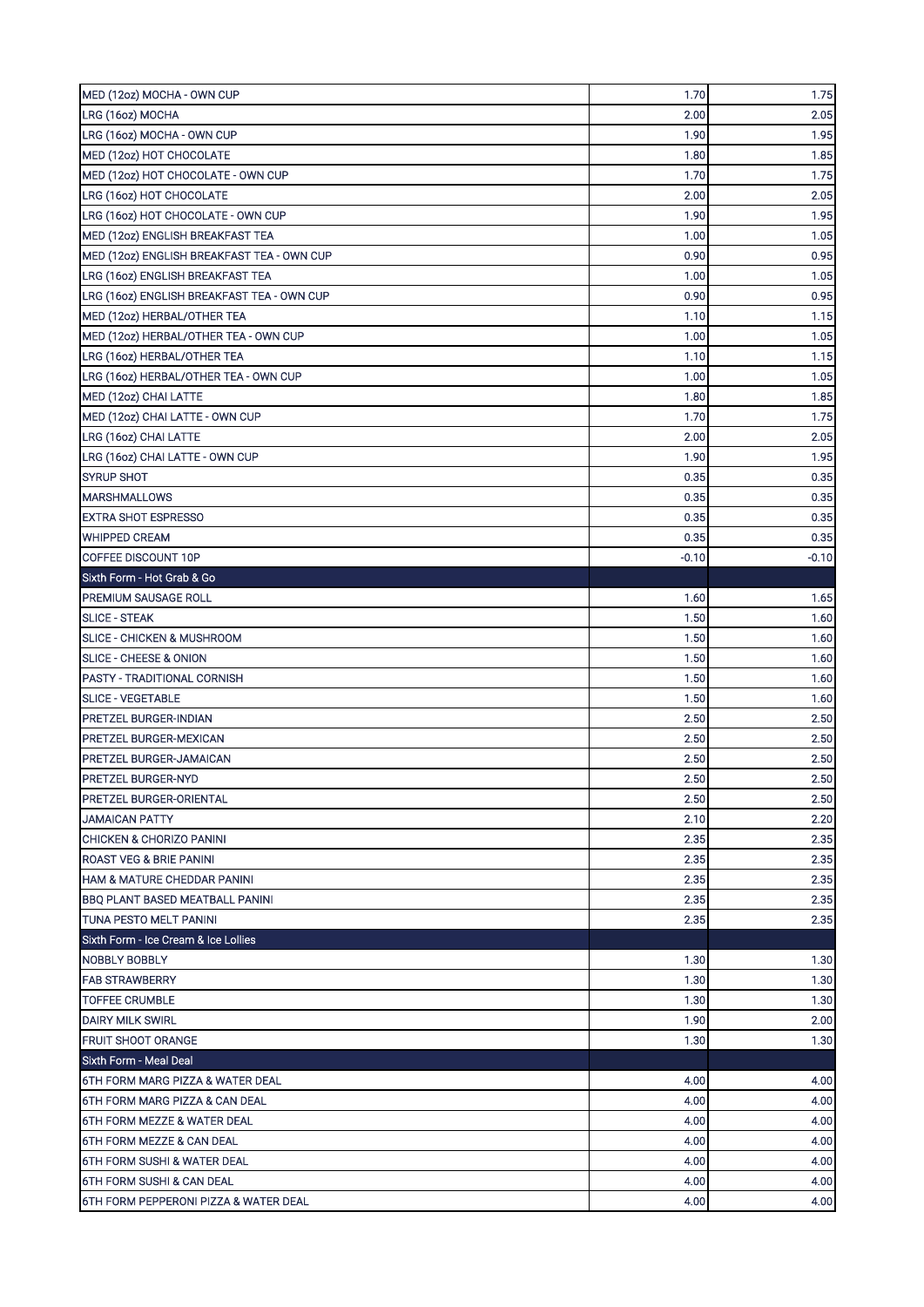| | | |
|---|---|---|
| MED (12oz) MOCHA - OWN CUP | 1.70 | 1.75 |
| LRG (16oz) MOCHA | 2.00 | 2.05 |
| LRG (16oz) MOCHA - OWN CUP | 1.90 | 1.95 |
| MED (12oz) HOT CHOCOLATE | 1.80 | 1.85 |
| MED (12oz) HOT CHOCOLATE - OWN CUP | 1.70 | 1.75 |
| LRG (16oz) HOT CHOCOLATE | 2.00 | 2.05 |
| LRG (16oz) HOT CHOCOLATE - OWN CUP | 1.90 | 1.95 |
| MED (12oz) ENGLISH BREAKFAST TEA | 1.00 | 1.05 |
| MED (12oz) ENGLISH BREAKFAST TEA - OWN CUP | 0.90 | 0.95 |
| LRG (16oz) ENGLISH BREAKFAST TEA | 1.00 | 1.05 |
| LRG (16oz) ENGLISH BREAKFAST TEA - OWN CUP | 0.90 | 0.95 |
| MED (12oz) HERBAL/OTHER TEA | 1.10 | 1.15 |
| MED (12oz) HERBAL/OTHER TEA - OWN CUP | 1.00 | 1.05 |
| LRG (16oz) HERBAL/OTHER TEA | 1.10 | 1.15 |
| LRG (16oz) HERBAL/OTHER TEA - OWN CUP | 1.00 | 1.05 |
| MED (12oz) CHAI LATTE | 1.80 | 1.85 |
| MED (12oz) CHAI LATTE - OWN CUP | 1.70 | 1.75 |
| LRG (16oz) CHAI LATTE | 2.00 | 2.05 |
| LRG (16oz) CHAI LATTE - OWN CUP | 1.90 | 1.95 |
| SYRUP SHOT | 0.35 | 0.35 |
| MARSHMALLOWS | 0.35 | 0.35 |
| EXTRA SHOT ESPRESSO | 0.35 | 0.35 |
| WHIPPED CREAM | 0.35 | 0.35 |
| COFFEE DISCOUNT 10P | -0.10 | -0.10 |
| **Sixth Form - Hot Grab & Go** | | |
| PREMIUM SAUSAGE ROLL | 1.60 | 1.65 |
| SLICE - STEAK | 1.50 | 1.60 |
| SLICE - CHICKEN & MUSHROOM | 1.50 | 1.60 |
| SLICE - CHEESE & ONION | 1.50 | 1.60 |
| PASTY - TRADITIONAL CORNISH | 1.50 | 1.60 |
| SLICE - VEGETABLE | 1.50 | 1.60 |
| PRETZEL BURGER-INDIAN | 2.50 | 2.50 |
| PRETZEL BURGER-MEXICAN | 2.50 | 2.50 |
| PRETZEL BURGER-JAMAICAN | 2.50 | 2.50 |
| PRETZEL BURGER-NYD | 2.50 | 2.50 |
| PRETZEL BURGER-ORIENTAL | 2.50 | 2.50 |
| JAMAICAN PATTY | 2.10 | 2.20 |
| CHICKEN & CHORIZO PANINI | 2.35 | 2.35 |
| ROAST VEG & BRIE PANINI | 2.35 | 2.35 |
| HAM & MATURE CHEDDAR PANINI | 2.35 | 2.35 |
| BBQ PLANT BASED MEATBALL PANINI | 2.35 | 2.35 |
| TUNA PESTO MELT PANINI | 2.35 | 2.35 |
| **Sixth Form - Ice Cream & Ice Lollies** | | |
| NOBBLY BOBBLY | 1.30 | 1.30 |
| FAB STRAWBERRY | 1.30 | 1.30 |
| TOFFEE CRUMBLE | 1.30 | 1.30 |
| DAIRY MILK SWIRL | 1.90 | 2.00 |
| FRUIT SHOOT ORANGE | 1.30 | 1.30 |
| **Sixth Form - Meal Deal** | | |
| 6TH FORM MARG PIZZA & WATER DEAL | 4.00 | 4.00 |
| 6TH FORM MARG PIZZA & CAN DEAL | 4.00 | 4.00 |
| 6TH FORM MEZZE & WATER DEAL | 4.00 | 4.00 |
| 6TH FORM MEZZE & CAN DEAL | 4.00 | 4.00 |
| 6TH FORM SUSHI & WATER DEAL | 4.00 | 4.00 |
| 6TH FORM SUSHI & CAN DEAL | 4.00 | 4.00 |
| 6TH FORM PEPPERONI PIZZA & WATER DEAL | 4.00 | 4.00 |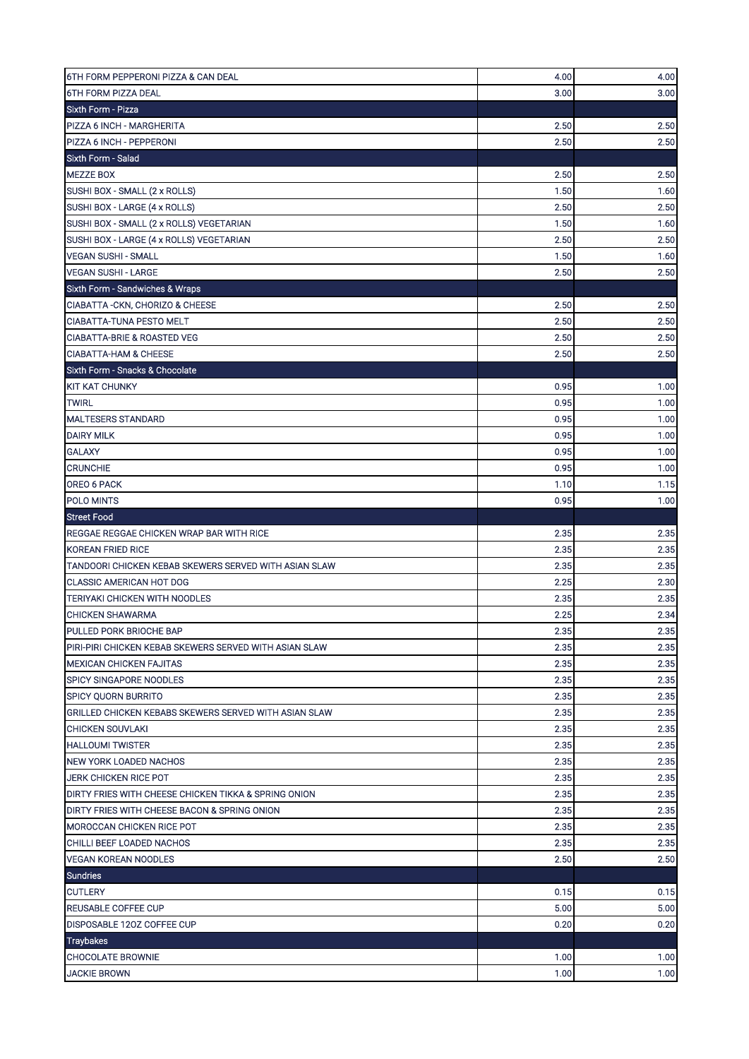| | | |
|---|---|---|
| 6TH FORM PEPPERONI PIZZA & CAN DEAL | 4.00 | 4.00 |
| 6TH FORM PIZZA DEAL | 3.00 | 3.00 |
| Sixth Form - Pizza | | |
| PIZZA 6 INCH - MARGHERITA | 2.50 | 2.50 |
| PIZZA 6 INCH - PEPPERONI | 2.50 | 2.50 |
| Sixth Form - Salad | | |
| MEZZE BOX | 2.50 | 2.50 |
| SUSHI BOX - SMALL (2 x ROLLS) | 1.50 | 1.60 |
| SUSHI BOX - LARGE (4 x ROLLS) | 2.50 | 2.50 |
| SUSHI BOX - SMALL (2 x ROLLS) VEGETARIAN | 1.50 | 1.60 |
| SUSHI BOX - LARGE (4 x ROLLS) VEGETARIAN | 2.50 | 2.50 |
| VEGAN SUSHI - SMALL | 1.50 | 1.60 |
| VEGAN SUSHI - LARGE | 2.50 | 2.50 |
| Sixth Form - Sandwiches & Wraps | | |
| CIABATTA -CKN, CHORIZO & CHEESE | 2.50 | 2.50 |
| CIABATTA-TUNA PESTO MELT | 2.50 | 2.50 |
| CIABATTA-BRIE & ROASTED VEG | 2.50 | 2.50 |
| CIABATTA-HAM & CHEESE | 2.50 | 2.50 |
| Sixth Form - Snacks & Chocolate | | |
| KIT KAT CHUNKY | 0.95 | 1.00 |
| TWIRL | 0.95 | 1.00 |
| MALTESERS STANDARD | 0.95 | 1.00 |
| DAIRY MILK | 0.95 | 1.00 |
| GALAXY | 0.95 | 1.00 |
| CRUNCHIE | 0.95 | 1.00 |
| OREO 6 PACK | 1.10 | 1.15 |
| POLO MINTS | 0.95 | 1.00 |
| Street Food | | |
| REGGAE REGGAE CHICKEN WRAP BAR WITH RICE | 2.35 | 2.35 |
| KOREAN FRIED RICE | 2.35 | 2.35 |
| TANDOORI CHICKEN KEBAB SKEWERS SERVED WITH ASIAN SLAW | 2.35 | 2.35 |
| CLASSIC AMERICAN HOT DOG | 2.25 | 2.30 |
| TERIYAKI CHICKEN WITH NOODLES | 2.35 | 2.35 |
| CHICKEN SHAWARMA | 2.25 | 2.34 |
| PULLED PORK BRIOCHE BAP | 2.35 | 2.35 |
| PIRI-PIRI CHICKEN KEBAB SKEWERS SERVED WITH ASIAN SLAW | 2.35 | 2.35 |
| MEXICAN CHICKEN FAJITAS | 2.35 | 2.35 |
| SPICY SINGAPORE NOODLES | 2.35 | 2.35 |
| SPICY QUORN BURRITO | 2.35 | 2.35 |
| GRILLED CHICKEN KEBABS SKEWERS SERVED WITH ASIAN SLAW | 2.35 | 2.35 |
| CHICKEN SOUVLAKI | 2.35 | 2.35 |
| HALLOUMI TWISTER | 2.35 | 2.35 |
| NEW YORK LOADED NACHOS | 2.35 | 2.35 |
| JERK CHICKEN RICE POT | 2.35 | 2.35 |
| DIRTY FRIES WITH CHEESE CHICKEN TIKKA & SPRING ONION | 2.35 | 2.35 |
| DIRTY FRIES WITH CHEESE BACON & SPRING ONION | 2.35 | 2.35 |
| MOROCCAN CHICKEN RICE POT | 2.35 | 2.35 |
| CHILLI BEEF LOADED NACHOS | 2.35 | 2.35 |
| VEGAN KOREAN NOODLES | 2.50 | 2.50 |
| Sundries | | |
| CUTLERY | 0.15 | 0.15 |
| REUSABLE COFFEE CUP | 5.00 | 5.00 |
| DISPOSABLE 12OZ COFFEE CUP | 0.20 | 0.20 |
| Traybakes | | |
| CHOCOLATE BROWNIE | 1.00 | 1.00 |
| JACKIE BROWN | 1.00 | 1.00 |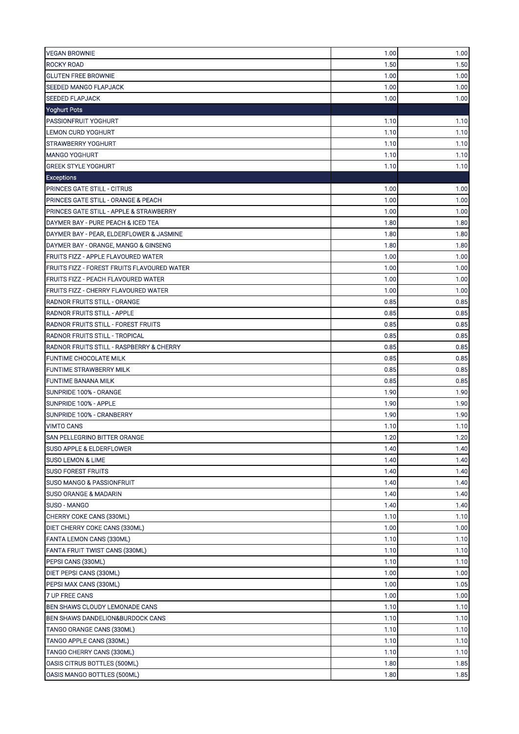| | | |
|---|---|---|
| VEGAN BROWNIE | 1.00 | 1.00 |
| ROCKY ROAD | 1.50 | 1.50 |
| GLUTEN FREE BROWNIE | 1.00 | 1.00 |
| SEEDED MANGO FLAPJACK | 1.00 | 1.00 |
| SEEDED FLAPJACK | 1.00 | 1.00 |
| **Yoghurt Pots** | | |
| PASSIONFRUIT YOGHURT | 1.10 | 1.10 |
| LEMON CURD YOGHURT | 1.10 | 1.10 |
| STRAWBERRY YOGHURT | 1.10 | 1.10 |
| MANGO YOGHURT | 1.10 | 1.10 |
| GREEK STYLE YOGHURT | 1.10 | 1.10 |
| **Exceptions** | | |
| PRINCES GATE STILL - CITRUS | 1.00 | 1.00 |
| PRINCES GATE STILL - ORANGE & PEACH | 1.00 | 1.00 |
| PRINCES GATE STILL - APPLE & STRAWBERRY | 1.00 | 1.00 |
| DAYMER BAY - PURE PEACH & ICED TEA | 1.80 | 1.80 |
| DAYMER BAY - PEAR, ELDERFLOWER & JASMINE | 1.80 | 1.80 |
| DAYMER BAY - ORANGE, MANGO & GINSENG | 1.80 | 1.80 |
| FRUITS FIZZ - APPLE FLAVOURED WATER | 1.00 | 1.00 |
| FRUITS FIZZ - FOREST FRUITS FLAVOURED WATER | 1.00 | 1.00 |
| FRUITS FIZZ - PEACH FLAVOURED WATER | 1.00 | 1.00 |
| FRUITS FIZZ - CHERRY FLAVOURED WATER | 1.00 | 1.00 |
| RADNOR FRUITS STILL - ORANGE | 0.85 | 0.85 |
| RADNOR FRUITS STILL - APPLE | 0.85 | 0.85 |
| RADNOR FRUITS STILL - FOREST FRUITS | 0.85 | 0.85 |
| RADNOR FRUITS STILL - TROPICAL | 0.85 | 0.85 |
| RADNOR FRUITS STILL - RASPBERRY & CHERRY | 0.85 | 0.85 |
| FUNTIME CHOCOLATE MILK | 0.85 | 0.85 |
| FUNTIME STRAWBERRY MILK | 0.85 | 0.85 |
| FUNTIME BANANA MILK | 0.85 | 0.85 |
| SUNPRIDE 100% - ORANGE | 1.90 | 1.90 |
| SUNPRIDE 100% - APPLE | 1.90 | 1.90 |
| SUNPRIDE 100% - CRANBERRY | 1.90 | 1.90 |
| VIMTO CANS | 1.10 | 1.10 |
| SAN PELLEGRINO BITTER ORANGE | 1.20 | 1.20 |
| SUSO APPLE & ELDERFLOWER | 1.40 | 1.40 |
| SUSO LEMON & LIME | 1.40 | 1.40 |
| SUSO FOREST FRUITS | 1.40 | 1.40 |
| SUSO MANGO & PASSIONFRUIT | 1.40 | 1.40 |
| SUSO ORANGE & MADARIN | 1.40 | 1.40 |
| SUSO - MANGO | 1.40 | 1.40 |
| CHERRY COKE CANS (330ML) | 1.10 | 1.10 |
| DIET CHERRY COKE CANS (330ML) | 1.00 | 1.00 |
| FANTA LEMON CANS (330ML) | 1.10 | 1.10 |
| FANTA FRUIT TWIST CANS (330ML) | 1.10 | 1.10 |
| PEPSI CANS (330ML) | 1.10 | 1.10 |
| DIET PEPSI CANS (330ML) | 1.00 | 1.00 |
| PEPSI MAX CANS (330ML) | 1.00 | 1.05 |
| 7 UP FREE CANS | 1.00 | 1.00 |
| BEN SHAWS CLOUDY LEMONADE CANS | 1.10 | 1.10 |
| BEN SHAWS DANDELION&BURDOCK CANS | 1.10 | 1.10 |
| TANGO ORANGE CANS (330ML) | 1.10 | 1.10 |
| TANGO APPLE CANS (330ML) | 1.10 | 1.10 |
| TANGO CHERRY CANS (330ML) | 1.10 | 1.10 |
| OASIS CITRUS BOTTLES (500ML) | 1.80 | 1.85 |
| OASIS MANGO BOTTLES (500ML) | 1.80 | 1.85 |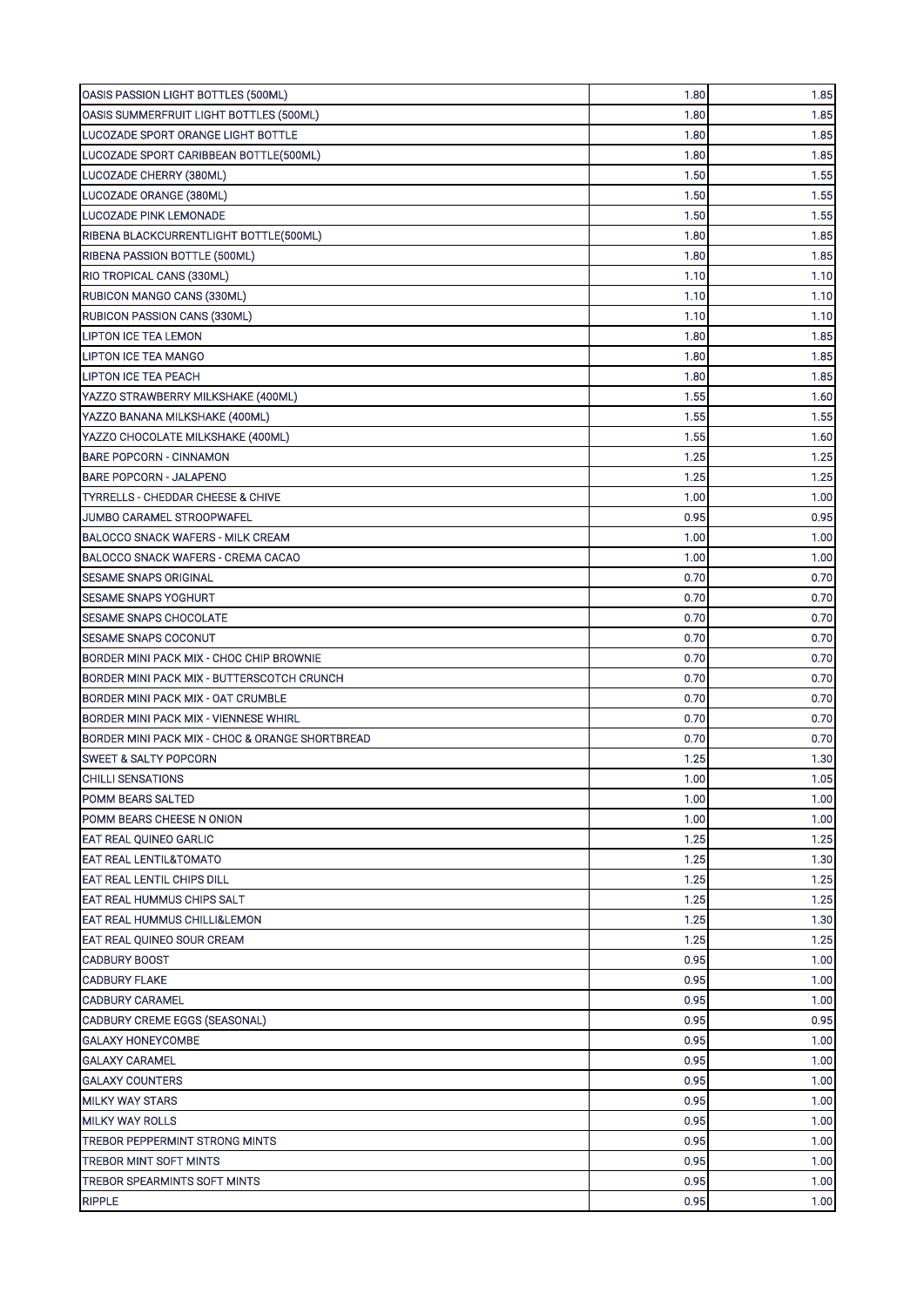| | | |
|---|---|---|
| OASIS PASSION LIGHT BOTTLES (500ML) | 1.80 | 1.85 |
| OASIS SUMMERFRUIT LIGHT BOTTLES (500ML) | 1.80 | 1.85 |
| LUCOZADE SPORT ORANGE LIGHT BOTTLE | 1.80 | 1.85 |
| LUCOZADE SPORT CARIBBEAN BOTTLE(500ML) | 1.80 | 1.85 |
| LUCOZADE CHERRY (380ML) | 1.50 | 1.55 |
| LUCOZADE ORANGE (380ML) | 1.50 | 1.55 |
| LUCOZADE PINK LEMONADE | 1.50 | 1.55 |
| RIBENA BLACKCURRENTLIGHT BOTTLE(500ML) | 1.80 | 1.85 |
| RIBENA PASSION BOTTLE (500ML) | 1.80 | 1.85 |
| RIO TROPICAL CANS (330ML) | 1.10 | 1.10 |
| RUBICON MANGO CANS (330ML) | 1.10 | 1.10 |
| RUBICON PASSION CANS (330ML) | 1.10 | 1.10 |
| LIPTON ICE TEA LEMON | 1.80 | 1.85 |
| LIPTON ICE TEA MANGO | 1.80 | 1.85 |
| LIPTON ICE TEA PEACH | 1.80 | 1.85 |
| YAZZO STRAWBERRY MILKSHAKE (400ML) | 1.55 | 1.60 |
| YAZZO BANANA MILKSHAKE (400ML) | 1.55 | 1.55 |
| YAZZO CHOCOLATE MILKSHAKE (400ML) | 1.55 | 1.60 |
| BARE POPCORN - CINNAMON | 1.25 | 1.25 |
| BARE POPCORN - JALAPENO | 1.25 | 1.25 |
| TYRRELLS - CHEDDAR CHEESE & CHIVE | 1.00 | 1.00 |
| JUMBO CARAMEL STROOPWAFEL | 0.95 | 0.95 |
| BALOCCO SNACK WAFERS - MILK CREAM | 1.00 | 1.00 |
| BALOCCO SNACK WAFERS - CREMA CACAO | 1.00 | 1.00 |
| SESAME SNAPS ORIGINAL | 0.70 | 0.70 |
| SESAME SNAPS YOGHURT | 0.70 | 0.70 |
| SESAME SNAPS CHOCOLATE | 0.70 | 0.70 |
| SESAME SNAPS COCONUT | 0.70 | 0.70 |
| BORDER MINI PACK MIX - CHOC CHIP BROWNIE | 0.70 | 0.70 |
| BORDER MINI PACK MIX - BUTTERSCOTCH CRUNCH | 0.70 | 0.70 |
| BORDER MINI PACK MIX - OAT CRUMBLE | 0.70 | 0.70 |
| BORDER MINI PACK MIX - VIENNESE WHIRL | 0.70 | 0.70 |
| BORDER MINI PACK MIX - CHOC & ORANGE SHORTBREAD | 0.70 | 0.70 |
| SWEET & SALTY POPCORN | 1.25 | 1.30 |
| CHILLI SENSATIONS | 1.00 | 1.05 |
| POMM BEARS SALTED | 1.00 | 1.00 |
| POMM BEARS CHEESE N ONION | 1.00 | 1.00 |
| EAT REAL QUINEO GARLIC | 1.25 | 1.25 |
| EAT REAL LENTIL&TOMATO | 1.25 | 1.30 |
| EAT REAL LENTIL CHIPS DILL | 1.25 | 1.25 |
| EAT REAL HUMMUS CHIPS SALT | 1.25 | 1.25 |
| EAT REAL HUMMUS CHILLI&LEMON | 1.25 | 1.30 |
| EAT REAL QUINEO SOUR CREAM | 1.25 | 1.25 |
| CADBURY BOOST | 0.95 | 1.00 |
| CADBURY FLAKE | 0.95 | 1.00 |
| CADBURY CARAMEL | 0.95 | 1.00 |
| CADBURY CREME EGGS (SEASONAL) | 0.95 | 0.95 |
| GALAXY HONEYCOMBE | 0.95 | 1.00 |
| GALAXY CARAMEL | 0.95 | 1.00 |
| GALAXY COUNTERS | 0.95 | 1.00 |
| MILKY WAY STARS | 0.95 | 1.00 |
| MILKY WAY ROLLS | 0.95 | 1.00 |
| TREBOR PEPPERMINT STRONG MINTS | 0.95 | 1.00 |
| TREBOR MINT SOFT MINTS | 0.95 | 1.00 |
| TREBOR SPEARMINTS SOFT MINTS | 0.95 | 1.00 |
| RIPPLE | 0.95 | 1.00 |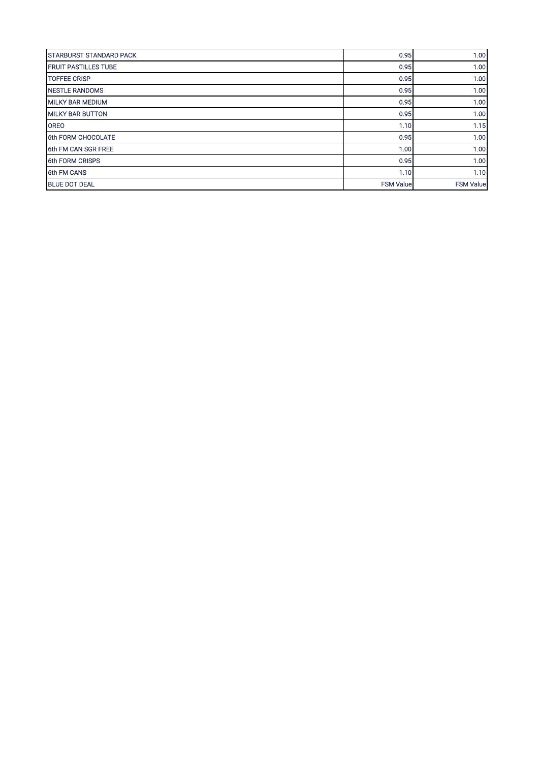| | | |
|---|---|---|
| STARBURST STANDARD PACK | 0.95 | 1.00 |
| FRUIT PASTILLES TUBE | 0.95 | 1.00 |
| TOFFEE CRISP | 0.95 | 1.00 |
| NESTLE RANDOMS | 0.95 | 1.00 |
| MILKY BAR MEDIUM | 0.95 | 1.00 |
| MILKY BAR BUTTON | 0.95 | 1.00 |
| OREO | 1.10 | 1.15 |
| 6th FORM CHOCOLATE | 0.95 | 1.00 |
| 6th FM CAN SGR FREE | 1.00 | 1.00 |
| 6th FORM CRISPS | 0.95 | 1.00 |
| 6th FM CANS | 1.10 | 1.10 |
| BLUE DOT DEAL | FSM Value | FSM Value |